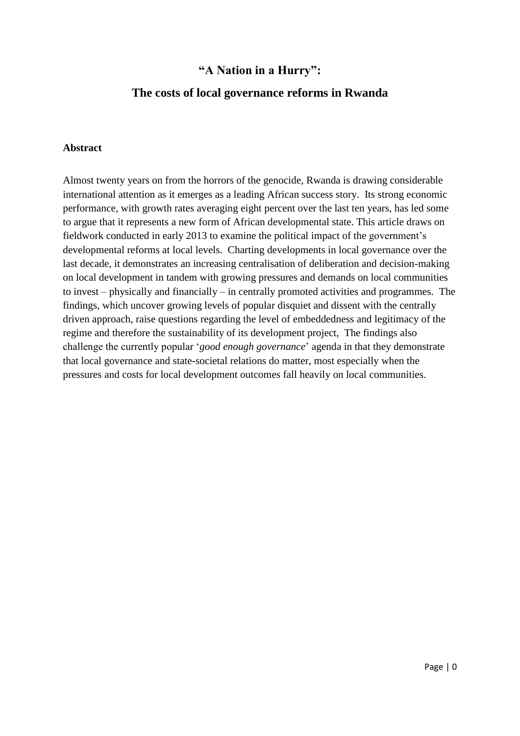# "A Nation in a Hurry":

## The costs of local governance reforms in Rwanda

**Abstract**

Almost twenty years on from the horrors of the genocide, Rwanda is drawing considerable international attention as it emerges as a leading African success story. Its strong economic performance, with growth rates averaging eight percent over the last ten years, has led some to argue that it represents a new form of African developmental state. This article draws on fieldwork conducted in early 2013 to examine the political impact of the government's developmental reforms at local levels. Charting developments in local governance over the last decade, it demonstrates an increasing centralisation of deliberation and decision-making on local development in tandem with growing pressures and demands on local communities to invest – physically and financially – in centrally promoted activities and programmes. The findings, which uncover growing levels of popular disquiet and dissent with the centrally driven approach, raise questions regarding the level of embeddedness and legitimacy of the regime and therefore the sustainability of its development project, The findings also challenge the currently popular '*good enough governance*' agenda in that they demonstrate that local governance and state-societal relations do matter, most especially when the pressures and costs for local development outcomes fall heavily on local communities.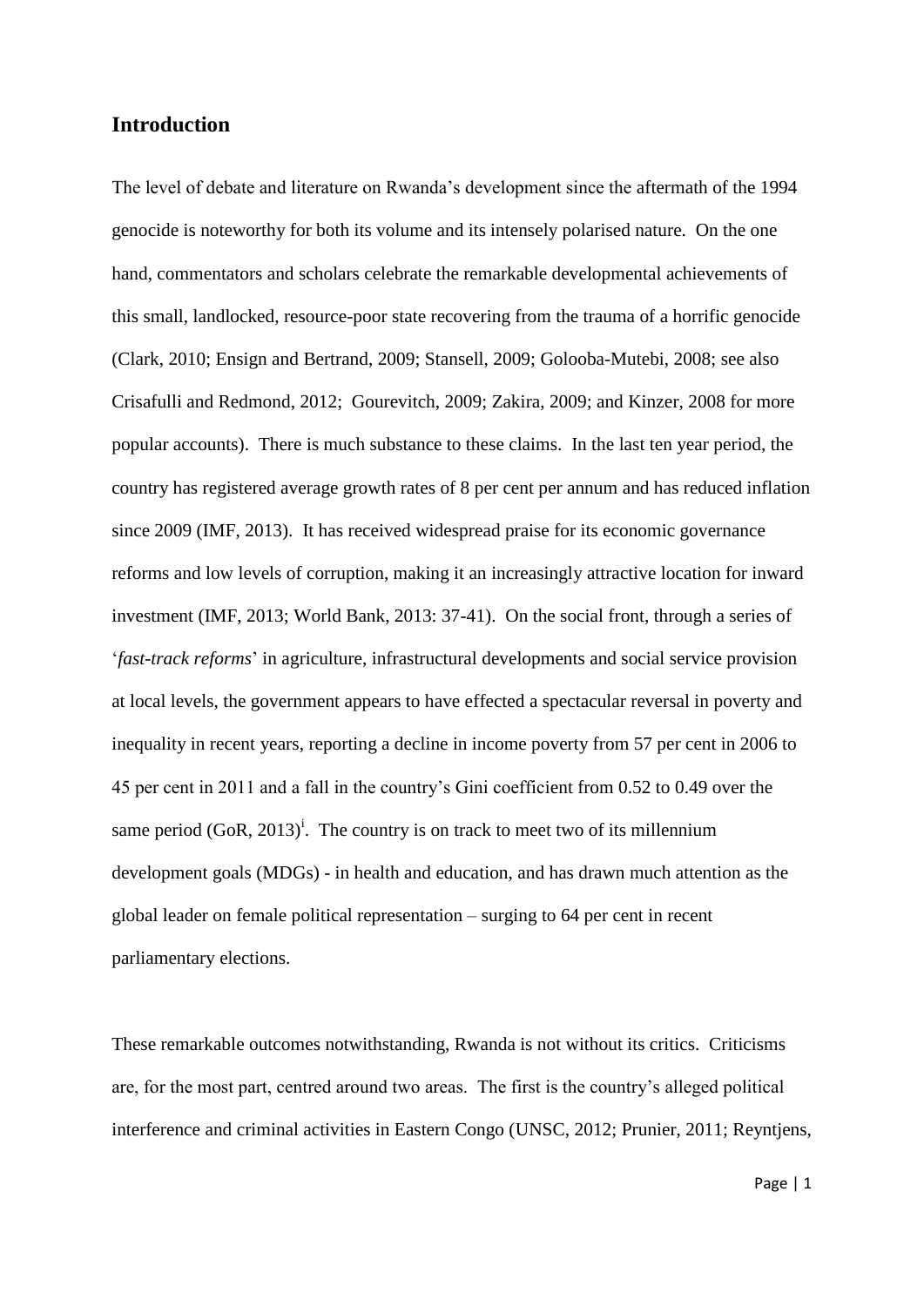## Introduction

The level of debate and literature on Rwanda's development since the aftermath of the 1994 genocide is noteworthy for both its volume and its intensely polarised nature. On the one hand, commentators and scholars celebrate the remarkable developmental achievements of this small, landlocked, resource-poor state recovering from the trauma of a horrific genocide (Clark, 2010; Ensign and Bertrand, 2009; Stansell, 2009; Golooba-Mutebi, 2008; see also Crisafulli and Redmond, 2012; Gourevitch, 2009; Zakira, 2009; and Kinzer, 2008 for more popular accounts). There is much substance to these claims. In the last ten year period, the country has registered average growth rates of 8 per cent per annum and has reduced inflation since 2009 (IMF, 2013). It has received widespread praise for its economic governance reforms and low levels of corruption, making it an increasingly attractive location for inward investment (IMF, 2013; World Bank, 2013: 37-41). On the social front, through a series of '*fast-track reforms*' in agriculture, infrastructural developments and social service provision at local levels, the government appears to have effected a spectacular reversal in poverty and inequality in recent years, reporting a decline in income poverty from 57 per cent in 2006 to 45 per cent in 2011 and a fall in the country's Gini coefficient from 0.52 to 0.49 over the same period (GoR, 2013)[i]. The country is on track to meet two of its millennium development goals (MDGs) - in health and education, and has drawn much attention as the global leader on female political representation – surging to 64 per cent in recent parliamentary elections.

These remarkable outcomes notwithstanding, Rwanda is not without its critics. Criticisms are, for the most part, centred around two areas. The first is the country's alleged political interference and criminal activities in Eastern Congo (UNSC, 2012; Prunier, 2011; Reyntjens,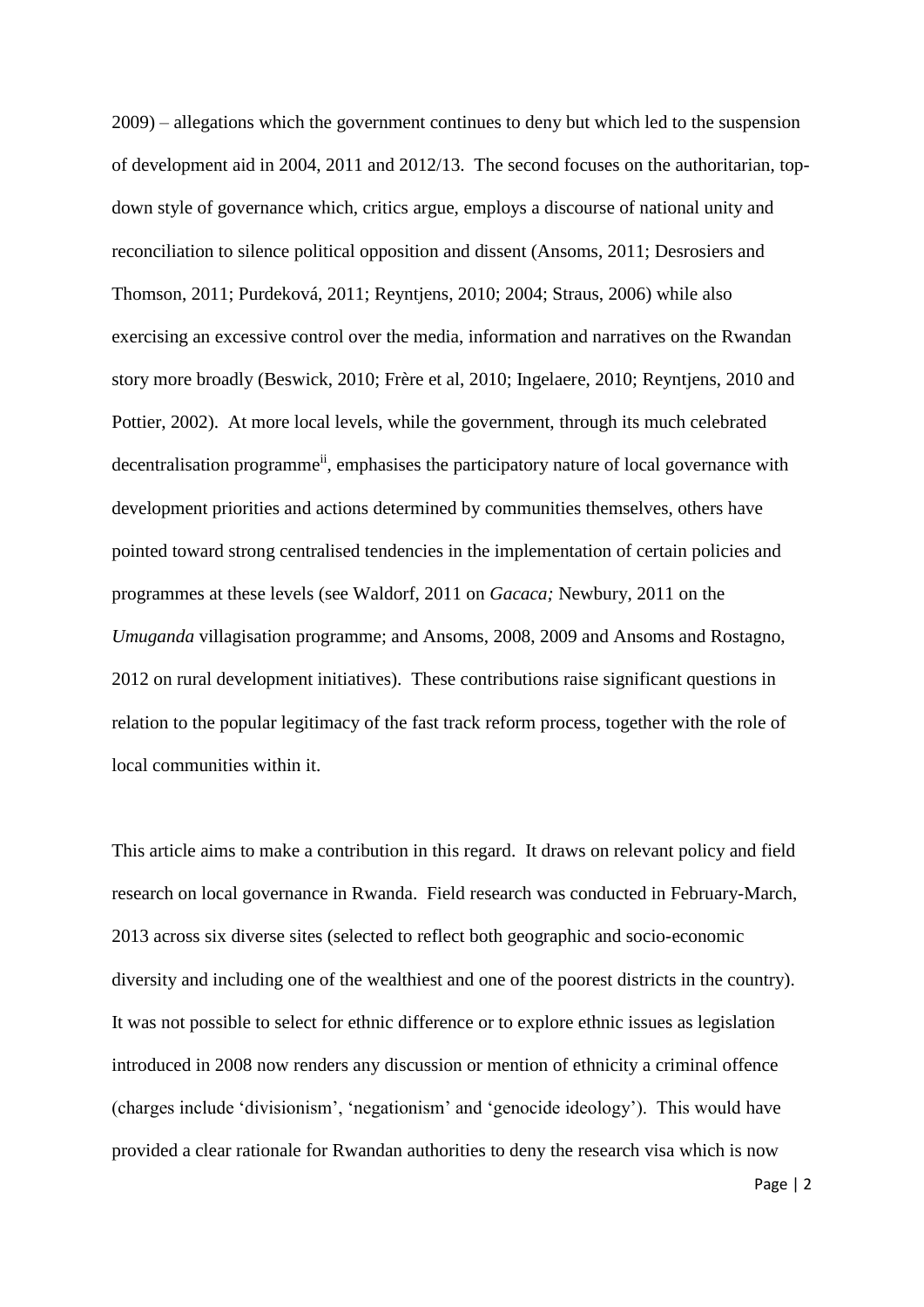2009) – allegations which the government continues to deny but which led to the suspension of development aid in 2004, 2011 and 2012/13. The second focuses on the authoritarian, top-down style of governance which, critics argue, employs a discourse of national unity and reconciliation to silence political opposition and dissent (Ansoms, 2011; Desrosiers and Thomson, 2011; Purdeková, 2011; Reyntjens, 2010; 2004; Straus, 2006) while also exercising an excessive control over the media, information and narratives on the Rwandan story more broadly (Beswick, 2010; Frère et al, 2010; Ingelaere, 2010; Reyntjens, 2010 and Pottier, 2002). At more local levels, while the government, through its much celebrated decentralisation programme[ii], emphasises the participatory nature of local governance with development priorities and actions determined by communities themselves, others have pointed toward strong centralised tendencies in the implementation of certain policies and programmes at these levels (see Waldorf, 2011 on *Gacaca;* Newbury, 2011 on the *Umuganda* villagisation programme; and Ansoms, 2008, 2009 and Ansoms and Rostagno, 2012 on rural development initiatives). These contributions raise significant questions in relation to the popular legitimacy of the fast track reform process, together with the role of local communities within it.

This article aims to make a contribution in this regard. It draws on relevant policy and field research on local governance in Rwanda. Field research was conducted in February-March, 2013 across six diverse sites (selected to reflect both geographic and socio-economic diversity and including one of the wealthiest and one of the poorest districts in the country). It was not possible to select for ethnic difference or to explore ethnic issues as legislation introduced in 2008 now renders any discussion or mention of ethnicity a criminal offence (charges include 'divisionism', 'negationism' and 'genocide ideology'). This would have provided a clear rationale for Rwandan authorities to deny the research visa which is now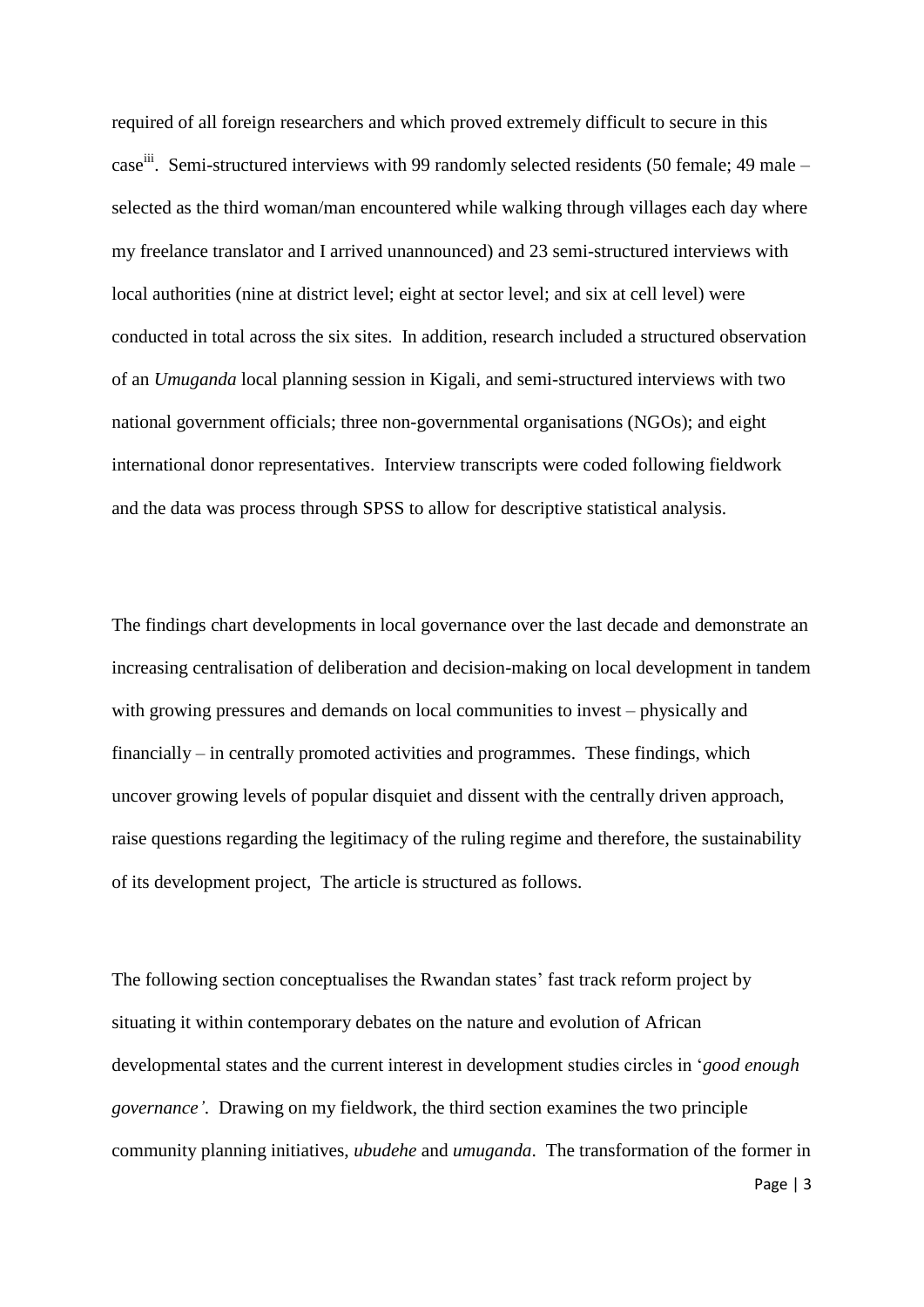required of all foreign researchers and which proved extremely difficult to secure in this case[iii]. Semi-structured interviews with 99 randomly selected residents (50 female; 49 male – selected as the third woman/man encountered while walking through villages each day where my freelance translator and I arrived unannounced) and 23 semi-structured interviews with local authorities (nine at district level; eight at sector level; and six at cell level) were conducted in total across the six sites. In addition, research included a structured observation of an *Umuganda* local planning session in Kigali, and semi-structured interviews with two national government officials; three non-governmental organisations (NGOs); and eight international donor representatives. Interview transcripts were coded following fieldwork and the data was process through SPSS to allow for descriptive statistical analysis.

The findings chart developments in local governance over the last decade and demonstrate an increasing centralisation of deliberation and decision-making on local development in tandem with growing pressures and demands on local communities to invest – physically and financially – in centrally promoted activities and programmes. These findings, which uncover growing levels of popular disquiet and dissent with the centrally driven approach, raise questions regarding the legitimacy of the ruling regime and therefore, the sustainability of its development project, The article is structured as follows.

The following section conceptualises the Rwandan states' fast track reform project by situating it within contemporary debates on the nature and evolution of African developmental states and the current interest in development studies circles in '*good enough governance'*. Drawing on my fieldwork, the third section examines the two principle community planning initiatives, *ubudehe* and *umuganda*. The transformation of the former in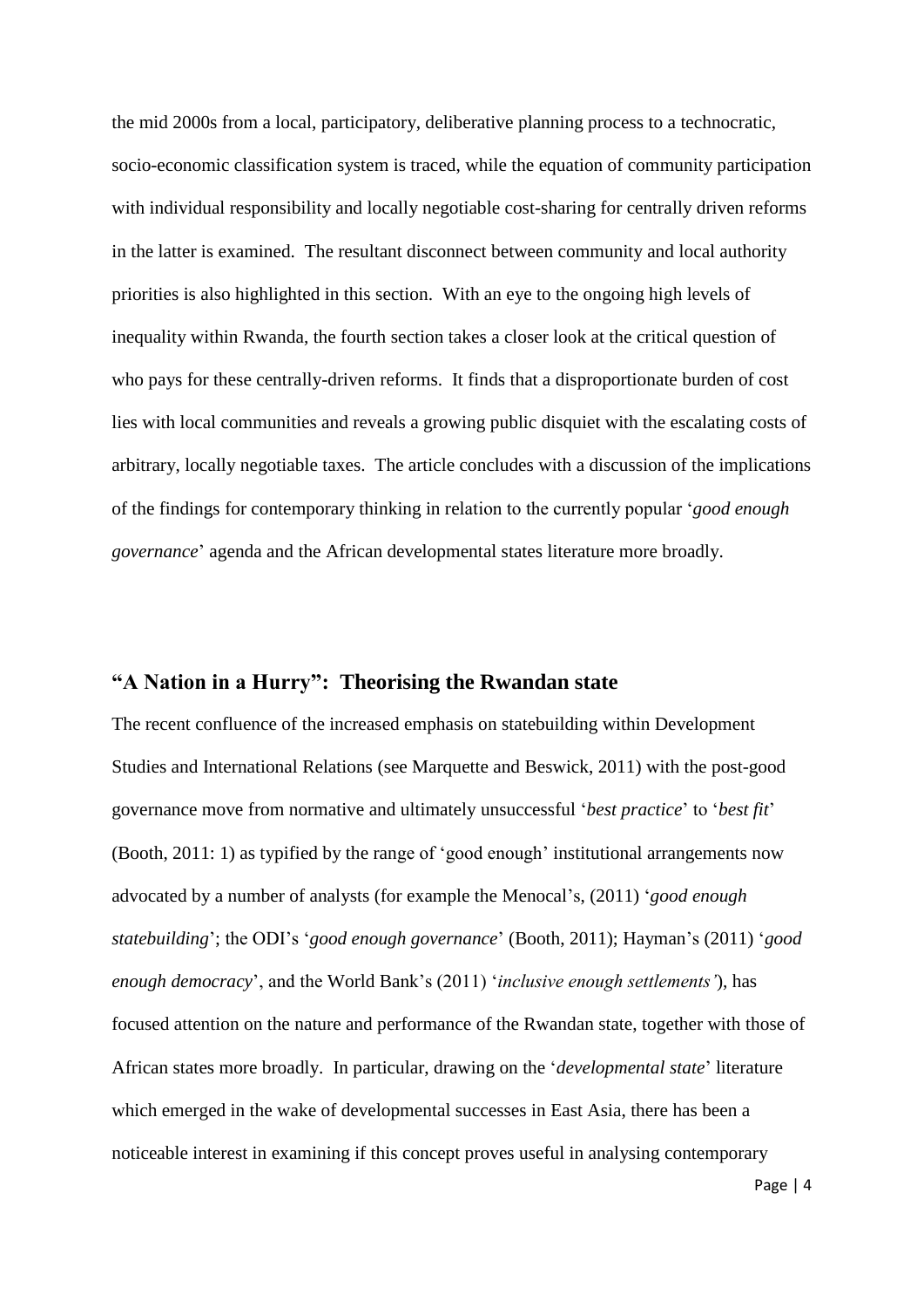the mid 2000s from a local, participatory, deliberative planning process to a technocratic, socio-economic classification system is traced, while the equation of community participation with individual responsibility and locally negotiable cost-sharing for centrally driven reforms in the latter is examined. The resultant disconnect between community and local authority priorities is also highlighted in this section. With an eye to the ongoing high levels of inequality within Rwanda, the fourth section takes a closer look at the critical question of who pays for these centrally-driven reforms. It finds that a disproportionate burden of cost lies with local communities and reveals a growing public disquiet with the escalating costs of arbitrary, locally negotiable taxes. The article concludes with a discussion of the implications of the findings for contemporary thinking in relation to the currently popular '*good enough governance*' agenda and the African developmental states literature more broadly.

## "A Nation in a Hurry": Theorising the Rwandan state

The recent confluence of the increased emphasis on statebuilding within Development Studies and International Relations (see Marquette and Beswick, 2011) with the post-good governance move from normative and ultimately unsuccessful '*best practice*' to '*best fit*' (Booth, 2011: 1) as typified by the range of 'good enough' institutional arrangements now advocated by a number of analysts (for example the Menocal's, (2011) '*good enough statebuilding*'; the ODI's '*good enough governance*' (Booth, 2011); Hayman's (2011) '*good enough democracy*', and the World Bank's (2011) '*inclusive enough settlements'*), has focused attention on the nature and performance of the Rwandan state, together with those of African states more broadly. In particular, drawing on the '*developmental state*' literature which emerged in the wake of developmental successes in East Asia, there has been a noticeable interest in examining if this concept proves useful in analysing contemporary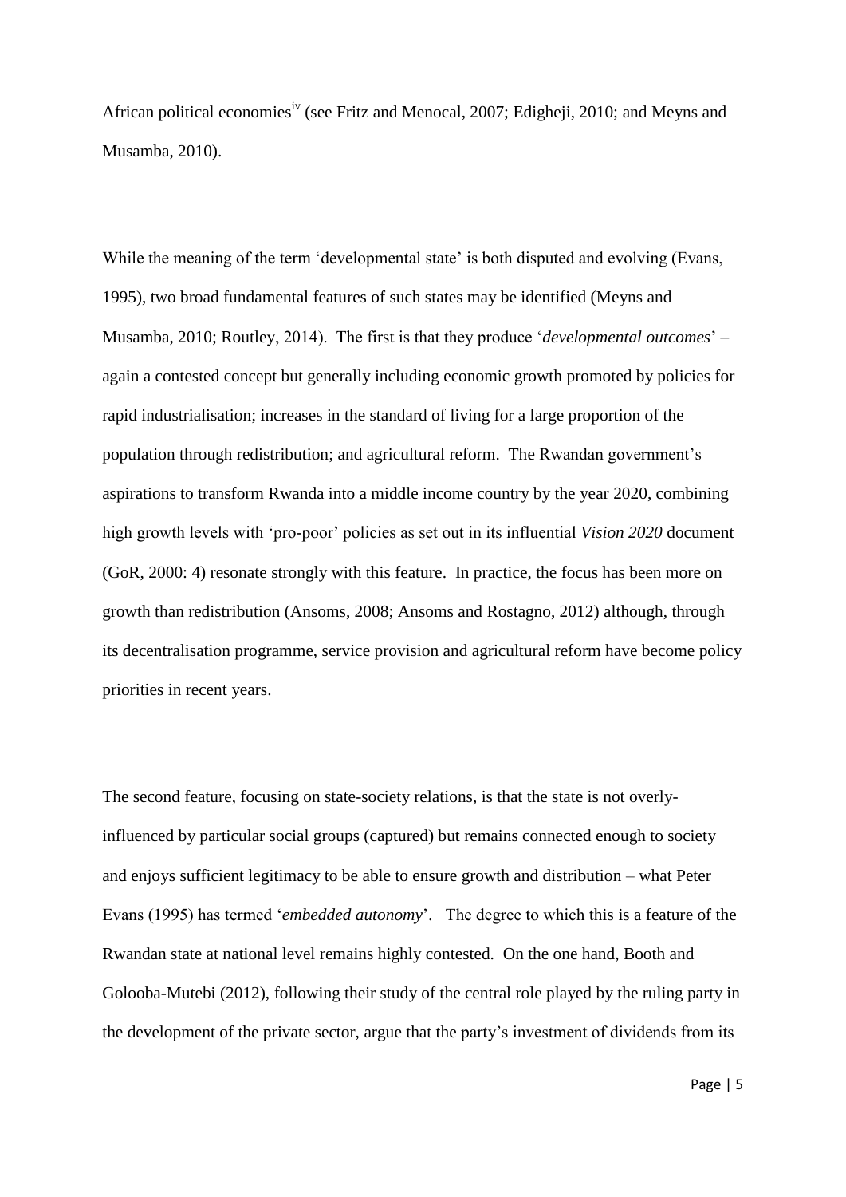African political economies[iv] (see Fritz and Menocal, 2007; Edigheji, 2010; and Meyns and Musamba, 2010).

While the meaning of the term 'developmental state' is both disputed and evolving (Evans, 1995), two broad fundamental features of such states may be identified (Meyns and Musamba, 2010; Routley, 2014). The first is that they produce '*developmental outcomes*' – again a contested concept but generally including economic growth promoted by policies for rapid industrialisation; increases in the standard of living for a large proportion of the population through redistribution; and agricultural reform. The Rwandan government's aspirations to transform Rwanda into a middle income country by the year 2020, combining high growth levels with 'pro-poor' policies as set out in its influential *Vision 2020* document (GoR, 2000: 4) resonate strongly with this feature. In practice, the focus has been more on growth than redistribution (Ansoms, 2008; Ansoms and Rostagno, 2012) although, through its decentralisation programme, service provision and agricultural reform have become policy priorities in recent years.

The second feature, focusing on state-society relations, is that the state is not overly-influenced by particular social groups (captured) but remains connected enough to society and enjoys sufficient legitimacy to be able to ensure growth and distribution – what Peter Evans (1995) has termed '*embedded autonomy*'. The degree to which this is a feature of the Rwandan state at national level remains highly contested. On the one hand, Booth and Golooba-Mutebi (2012), following their study of the central role played by the ruling party in the development of the private sector, argue that the party's investment of dividends from its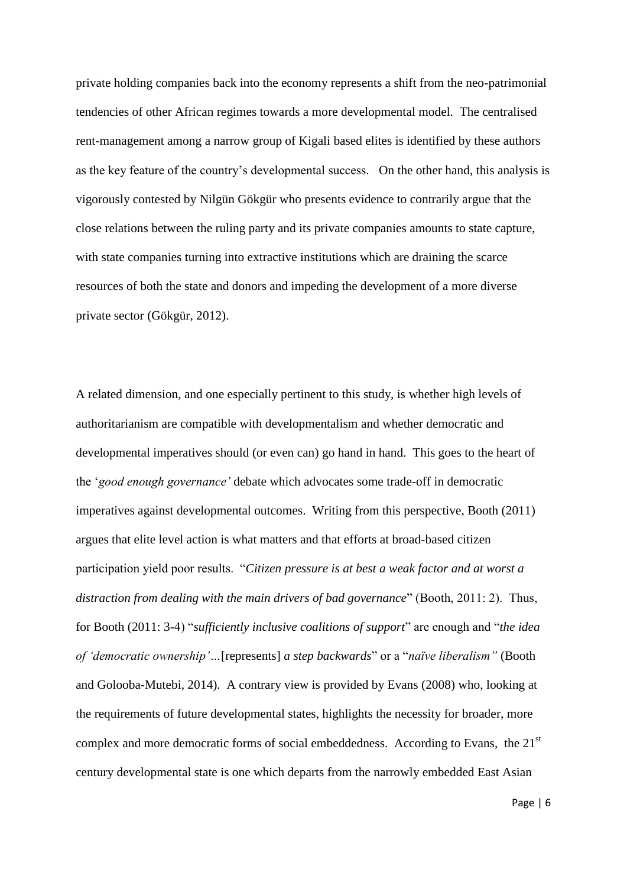private holding companies back into the economy represents a shift from the neo-patrimonial tendencies of other African regimes towards a more developmental model. The centralised rent-management among a narrow group of Kigali based elites is identified by these authors as the key feature of the country's developmental success. On the other hand, this analysis is vigorously contested by Nilgün Gökgür who presents evidence to contrarily argue that the close relations between the ruling party and its private companies amounts to state capture, with state companies turning into extractive institutions which are draining the scarce resources of both the state and donors and impeding the development of a more diverse private sector (Gökgür, 2012).

A related dimension, and one especially pertinent to this study, is whether high levels of authoritarianism are compatible with developmentalism and whether democratic and developmental imperatives should (or even can) go hand in hand. This goes to the heart of the '*good enough governance'* debate which advocates some trade-off in democratic imperatives against developmental outcomes. Writing from this perspective, Booth (2011) argues that elite level action is what matters and that efforts at broad-based citizen participation yield poor results. "*Citizen pressure is at best a weak factor and at worst a distraction from dealing with the main drivers of bad governance*" (Booth, 2011: 2). Thus, for Booth (2011: 3-4) "*sufficiently inclusive coalitions of support*" are enough and "*the idea of 'democratic ownership'…*[represents] *a step backwards*" or a "*naïve liberalism"* (Booth and Golooba-Mutebi, 2014). A contrary view is provided by Evans (2008) who, looking at the requirements of future developmental states, highlights the necessity for broader, more complex and more democratic forms of social embeddedness. According to Evans, the 21st century developmental state is one which departs from the narrowly embedded East Asian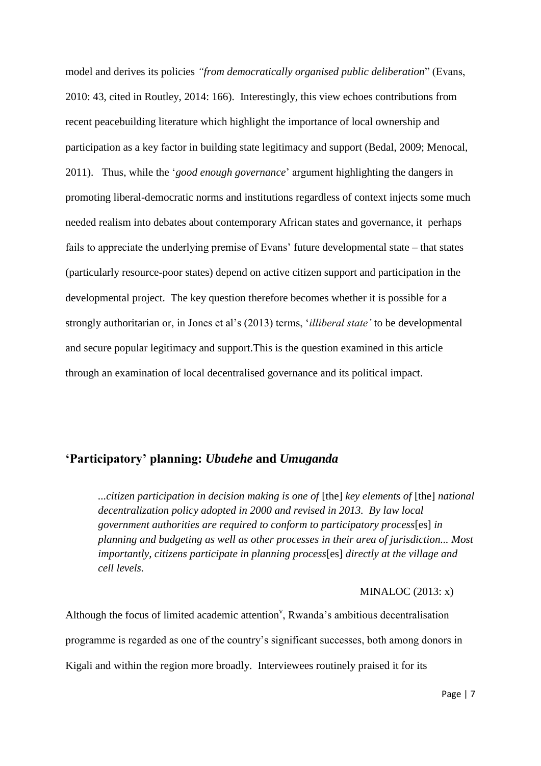model and derives its policies *"from democratically organised public deliberation*" (Evans, 2010: 43, cited in Routley, 2014: 166). Interestingly, this view echoes contributions from recent peacebuilding literature which highlight the importance of local ownership and participation as a key factor in building state legitimacy and support (Bedal, 2009; Menocal, 2011). Thus, while the '*good enough governance*' argument highlighting the dangers in promoting liberal-democratic norms and institutions regardless of context injects some much needed realism into debates about contemporary African states and governance, it perhaps fails to appreciate the underlying premise of Evans' future developmental state – that states (particularly resource-poor states) depend on active citizen support and participation in the developmental project. The key question therefore becomes whether it is possible for a strongly authoritarian or, in Jones et al's (2013) terms, '*illiberal state'* to be developmental and secure popular legitimacy and support.This is the question examined in this article through an examination of local decentralised governance and its political impact.

## 'Participatory' planning: *Ubudehe* and *Umuganda*

> *...citizen participation in decision making is one of* [the] *key elements of* [the] *national decentralization policy adopted in 2000 and revised in 2013. By law local government authorities are required to conform to participatory process*[es] *in planning and budgeting as well as other processes in their area of jurisdiction... Most importantly, citizens participate in planning process*[es] *directly at the village and cell levels.*
>
> MINALOC (2013: x)

Although the focus of limited academic attention[v], Rwanda's ambitious decentralisation programme is regarded as one of the country's significant successes, both among donors in Kigali and within the region more broadly. Interviewees routinely praised it for its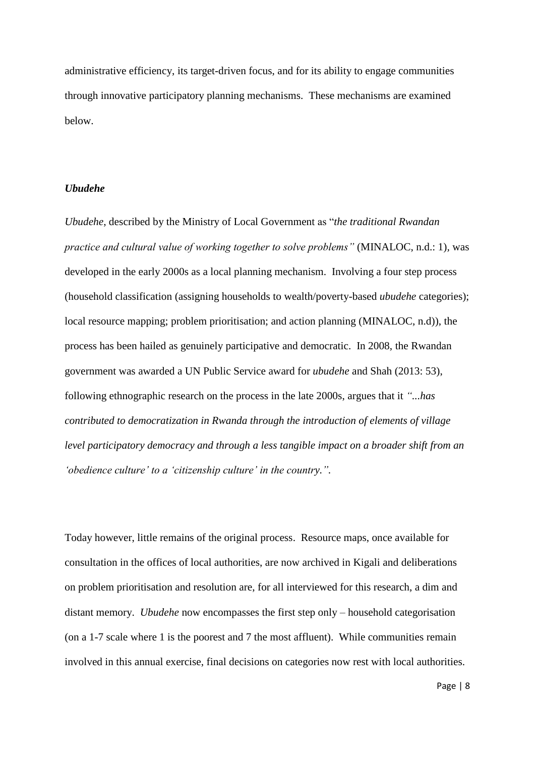administrative efficiency, its target-driven focus, and for its ability to engage communities through innovative participatory planning mechanisms. These mechanisms are examined below.

### *Ubudehe*

*Ubudehe*, described by the Ministry of Local Government as "*the traditional Rwandan practice and cultural value of working together to solve problems"* (MINALOC, n.d.: 1), was developed in the early 2000s as a local planning mechanism. Involving a four step process (household classification (assigning households to wealth/poverty-based *ubudehe* categories); local resource mapping; problem prioritisation; and action planning (MINALOC, n.d)), the process has been hailed as genuinely participative and democratic. In 2008, the Rwandan government was awarded a UN Public Service award for *ubudehe* and Shah (2013: 53), following ethnographic research on the process in the late 2000s, argues that it *"...has contributed to democratization in Rwanda through the introduction of elements of village level participatory democracy and through a less tangible impact on a broader shift from an 'obedience culture' to a 'citizenship culture' in the country."*.

Today however, little remains of the original process. Resource maps, once available for consultation in the offices of local authorities, are now archived in Kigali and deliberations on problem prioritisation and resolution are, for all interviewed for this research, a dim and distant memory. *Ubudehe* now encompasses the first step only – household categorisation (on a 1-7 scale where 1 is the poorest and 7 the most affluent). While communities remain involved in this annual exercise, final decisions on categories now rest with local authorities.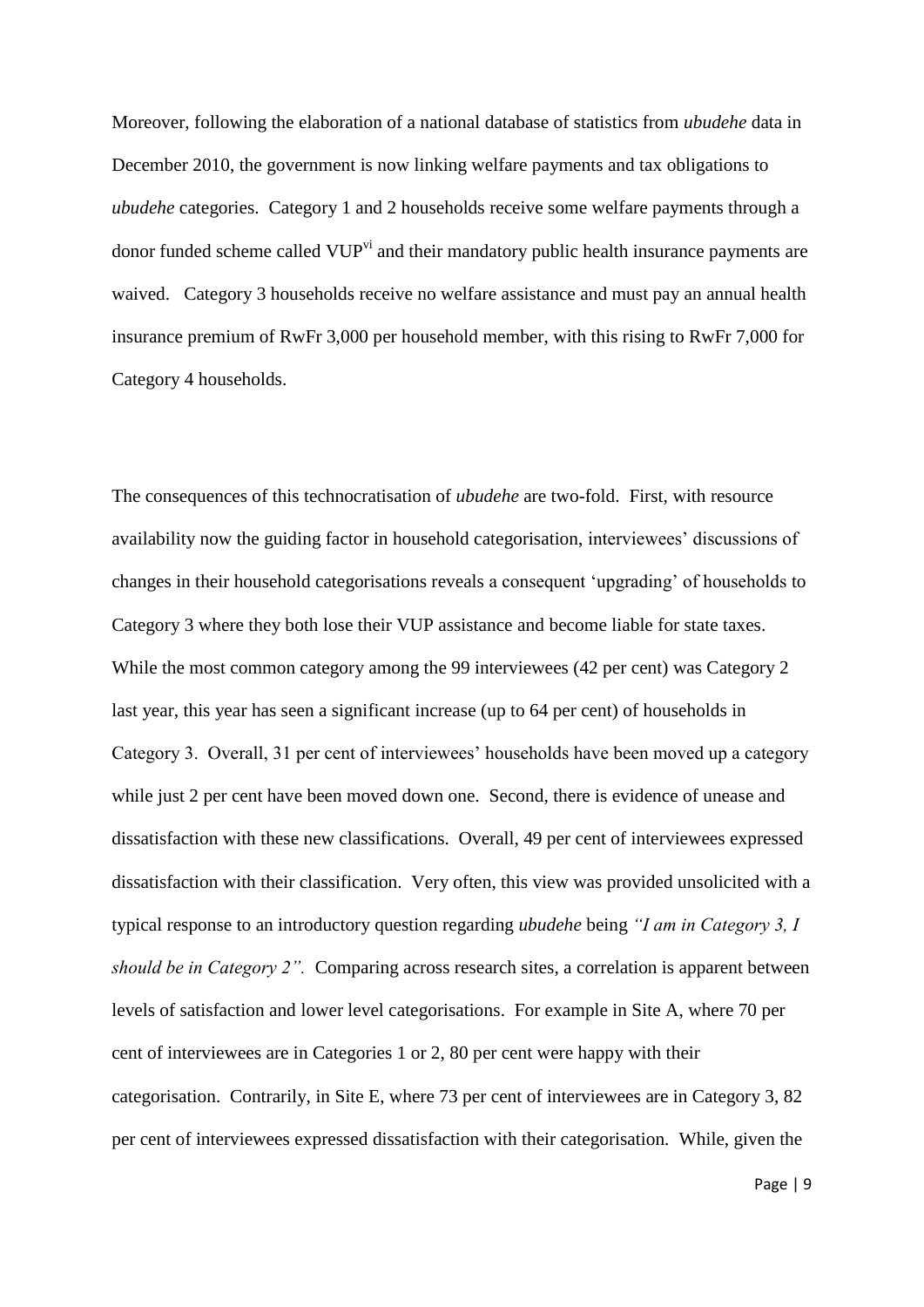Moreover, following the elaboration of a national database of statistics from *ubudehe* data in December 2010, the government is now linking welfare payments and tax obligations to *ubudehe* categories. Category 1 and 2 households receive some welfare payments through a donor funded scheme called VUP[vi] and their mandatory public health insurance payments are waived. Category 3 households receive no welfare assistance and must pay an annual health insurance premium of RwFr 3,000 per household member, with this rising to RwFr 7,000 for Category 4 households.

The consequences of this technocratisation of *ubudehe* are two-fold. First, with resource availability now the guiding factor in household categorisation, interviewees' discussions of changes in their household categorisations reveals a consequent 'upgrading' of households to Category 3 where they both lose their VUP assistance and become liable for state taxes. While the most common category among the 99 interviewees (42 per cent) was Category 2 last year, this year has seen a significant increase (up to 64 per cent) of households in Category 3. Overall, 31 per cent of interviewees' households have been moved up a category while just 2 per cent have been moved down one. Second, there is evidence of unease and dissatisfaction with these new classifications. Overall, 49 per cent of interviewees expressed dissatisfaction with their classification. Very often, this view was provided unsolicited with a typical response to an introductory question regarding *ubudehe* being *"I am in Category 3, I should be in Category 2".* Comparing across research sites, a correlation is apparent between levels of satisfaction and lower level categorisations. For example in Site A, where 70 per cent of interviewees are in Categories 1 or 2, 80 per cent were happy with their categorisation. Contrarily, in Site E, where 73 per cent of interviewees are in Category 3, 82 per cent of interviewees expressed dissatisfaction with their categorisation. While, given the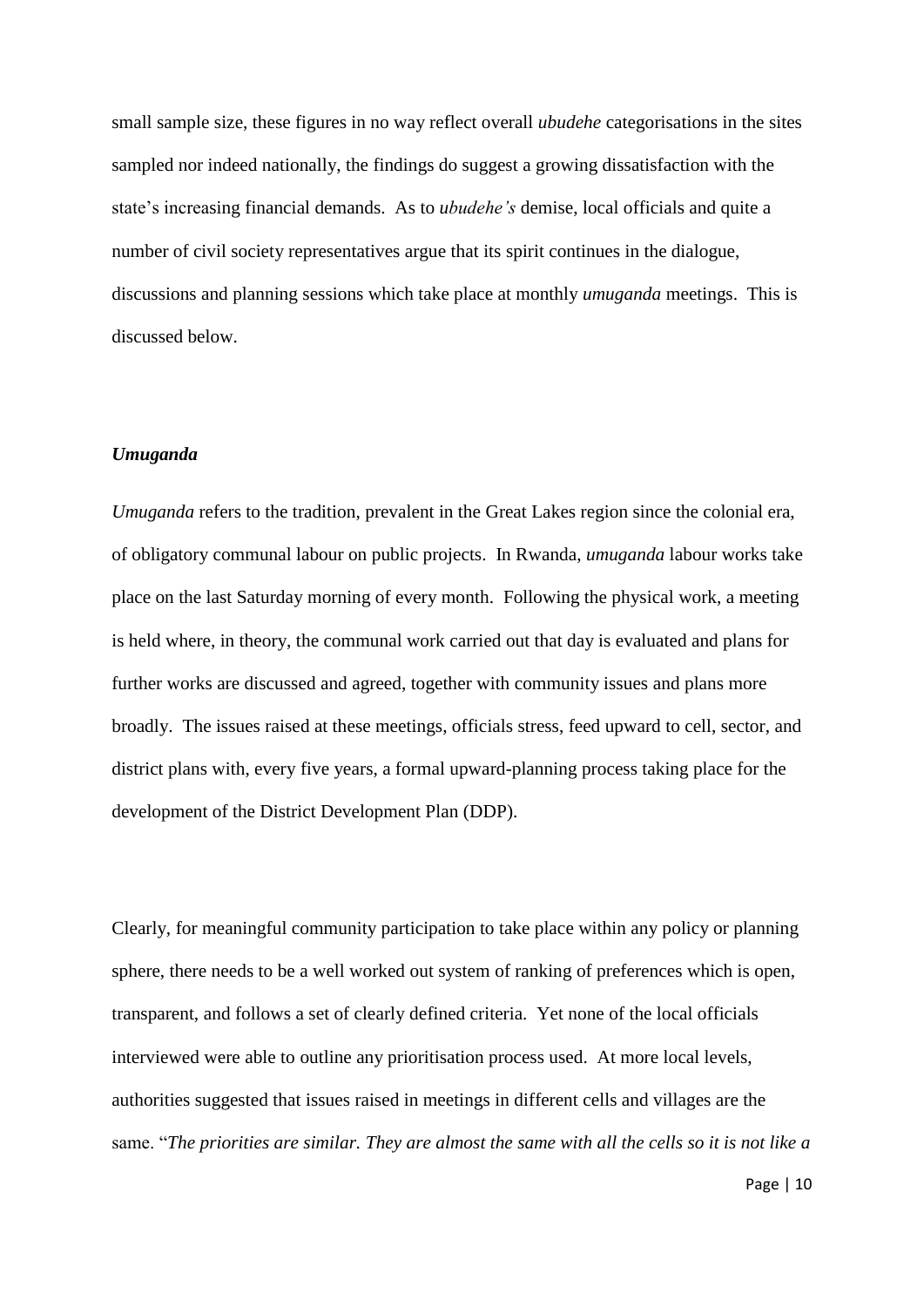small sample size, these figures in no way reflect overall *ubudehe* categorisations in the sites sampled nor indeed nationally, the findings do suggest a growing dissatisfaction with the state's increasing financial demands. As to *ubudehe's* demise, local officials and quite a number of civil society representatives argue that its spirit continues in the dialogue, discussions and planning sessions which take place at monthly *umuganda* meetings. This is discussed below.

### *Umuganda*

*Umuganda* refers to the tradition, prevalent in the Great Lakes region since the colonial era, of obligatory communal labour on public projects. In Rwanda, *umuganda* labour works take place on the last Saturday morning of every month. Following the physical work, a meeting is held where, in theory, the communal work carried out that day is evaluated and plans for further works are discussed and agreed, together with community issues and plans more broadly. The issues raised at these meetings, officials stress, feed upward to cell, sector, and district plans with, every five years, a formal upward-planning process taking place for the development of the District Development Plan (DDP).

Clearly, for meaningful community participation to take place within any policy or planning sphere, there needs to be a well worked out system of ranking of preferences which is open, transparent, and follows a set of clearly defined criteria. Yet none of the local officials interviewed were able to outline any prioritisation process used. At more local levels, authorities suggested that issues raised in meetings in different cells and villages are the same. "*The priorities are similar. They are almost the same with all the cells so it is not like a*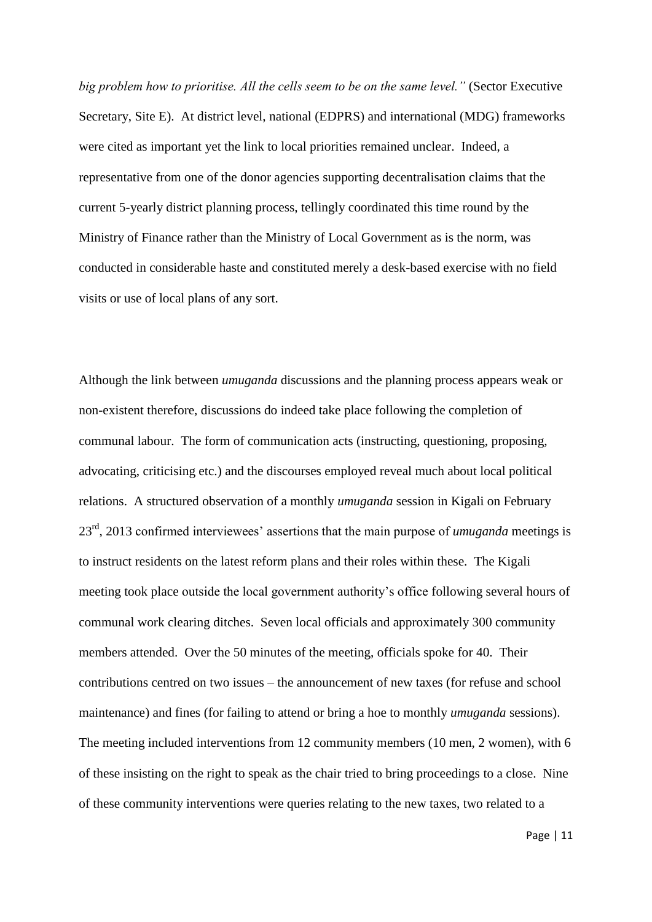*big problem how to prioritise. All the cells seem to be on the same level."* (Sector Executive Secretary, Site E). At district level, national (EDPRS) and international (MDG) frameworks were cited as important yet the link to local priorities remained unclear. Indeed, a representative from one of the donor agencies supporting decentralisation claims that the current 5-yearly district planning process, tellingly coordinated this time round by the Ministry of Finance rather than the Ministry of Local Government as is the norm, was conducted in considerable haste and constituted merely a desk-based exercise with no field visits or use of local plans of any sort.

Although the link between *umuganda* discussions and the planning process appears weak or non-existent therefore, discussions do indeed take place following the completion of communal labour. The form of communication acts (instructing, questioning, proposing, advocating, criticising etc.) and the discourses employed reveal much about local political relations. A structured observation of a monthly *umuganda* session in Kigali on February 23rd, 2013 confirmed interviewees' assertions that the main purpose of *umuganda* meetings is to instruct residents on the latest reform plans and their roles within these. The Kigali meeting took place outside the local government authority's office following several hours of communal work clearing ditches. Seven local officials and approximately 300 community members attended. Over the 50 minutes of the meeting, officials spoke for 40. Their contributions centred on two issues – the announcement of new taxes (for refuse and school maintenance) and fines (for failing to attend or bring a hoe to monthly *umuganda* sessions). The meeting included interventions from 12 community members (10 men, 2 women), with 6 of these insisting on the right to speak as the chair tried to bring proceedings to a close. Nine of these community interventions were queries relating to the new taxes, two related to a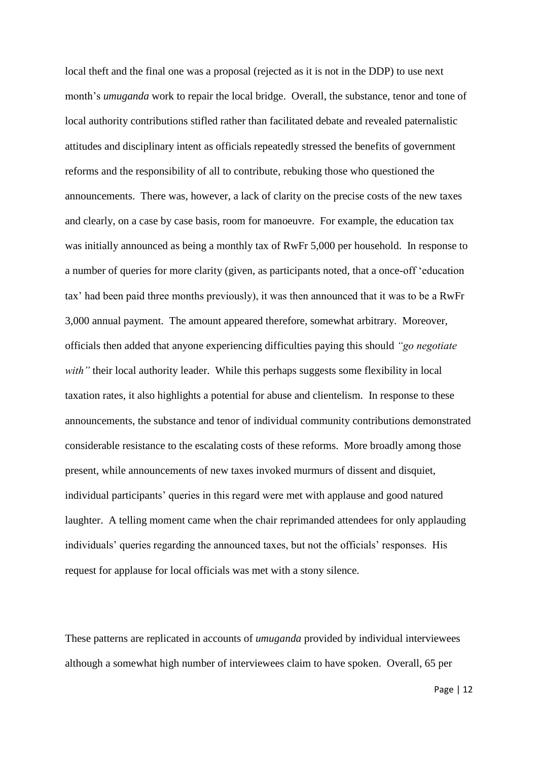local theft and the final one was a proposal (rejected as it is not in the DDP) to use next month's *umuganda* work to repair the local bridge. Overall, the substance, tenor and tone of local authority contributions stifled rather than facilitated debate and revealed paternalistic attitudes and disciplinary intent as officials repeatedly stressed the benefits of government reforms and the responsibility of all to contribute, rebuking those who questioned the announcements. There was, however, a lack of clarity on the precise costs of the new taxes and clearly, on a case by case basis, room for manoeuvre. For example, the education tax was initially announced as being a monthly tax of RwFr 5,000 per household. In response to a number of queries for more clarity (given, as participants noted, that a once-off 'education tax' had been paid three months previously), it was then announced that it was to be a RwFr 3,000 annual payment. The amount appeared therefore, somewhat arbitrary. Moreover, officials then added that anyone experiencing difficulties paying this should *"go negotiate with"* their local authority leader. While this perhaps suggests some flexibility in local taxation rates, it also highlights a potential for abuse and clientelism. In response to these announcements, the substance and tenor of individual community contributions demonstrated considerable resistance to the escalating costs of these reforms. More broadly among those present, while announcements of new taxes invoked murmurs of dissent and disquiet, individual participants' queries in this regard were met with applause and good natured laughter. A telling moment came when the chair reprimanded attendees for only applauding individuals' queries regarding the announced taxes, but not the officials' responses. His request for applause for local officials was met with a stony silence.

These patterns are replicated in accounts of *umuganda* provided by individual interviewees although a somewhat high number of interviewees claim to have spoken. Overall, 65 per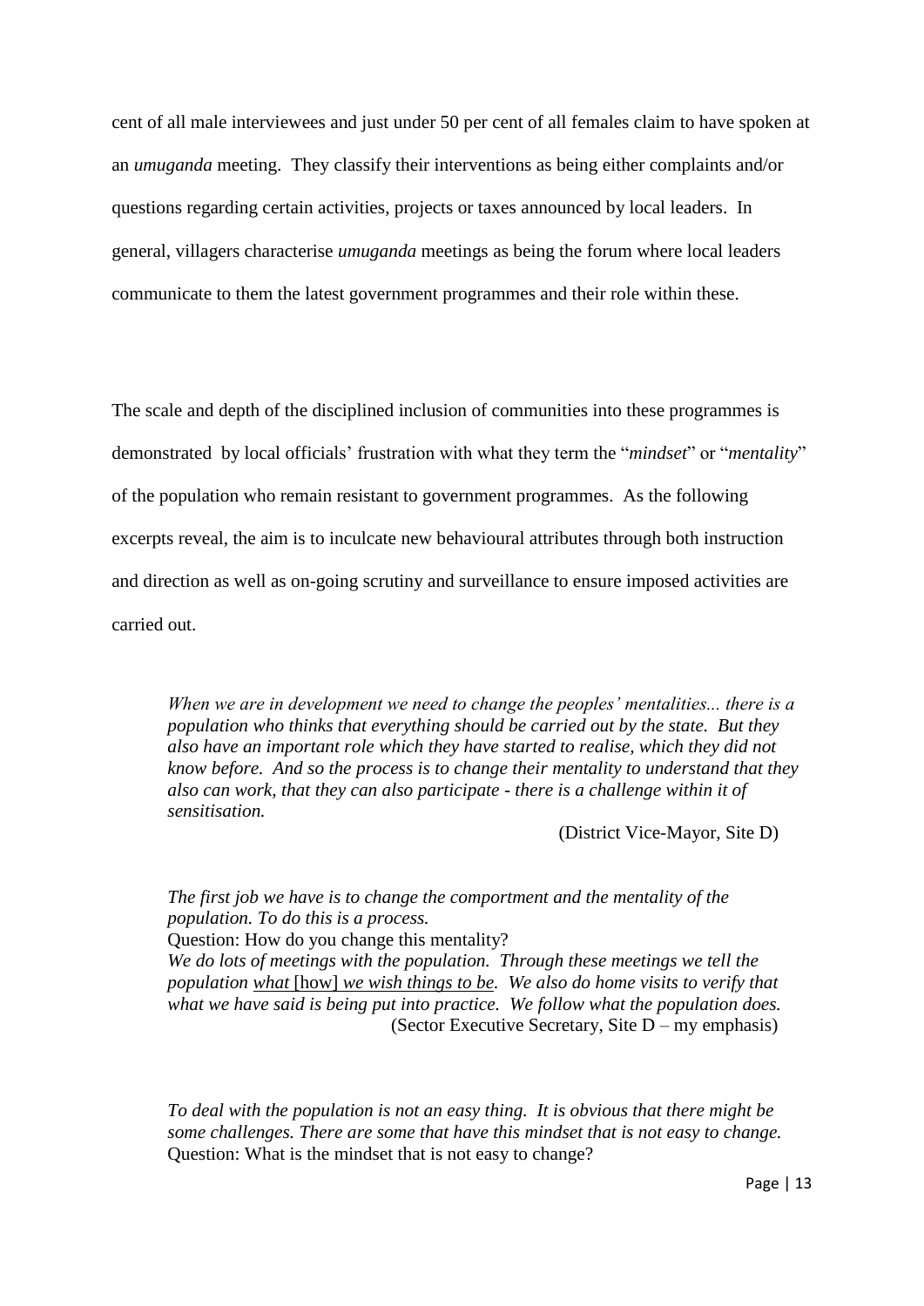cent of all male interviewees and just under 50 per cent of all females claim to have spoken at an *umuganda* meeting. They classify their interventions as being either complaints and/or questions regarding certain activities, projects or taxes announced by local leaders. In general, villagers characterise *umuganda* meetings as being the forum where local leaders communicate to them the latest government programmes and their role within these.

The scale and depth of the disciplined inclusion of communities into these programmes is demonstrated by local officials' frustration with what they term the "*mindset*" or "*mentality*" of the population who remain resistant to government programmes. As the following excerpts reveal, the aim is to inculcate new behavioural attributes through both instruction and direction as well as on-going scrutiny and surveillance to ensure imposed activities are carried out.

> *When we are in development we need to change the peoples' mentalities... there is a population who thinks that everything should be carried out by the state. But they also have an important role which they have started to realise, which they did not know before. And so the process is to change their mentality to understand that they also can work, that they can also participate - there is a challenge within it of sensitisation.*
>
> (District Vice-Mayor, Site D)

> *The first job we have is to change the comportment and the mentality of the population. To do this is a process.*
> Question: How do you change this mentality?
> *We do lots of meetings with the population. Through these meetings we tell the population <u>what</u> [how] <u>we wish things to be</u>. We also do home visits to verify that what we have said is being put into practice. We follow what the population does.*
> (Sector Executive Secretary, Site D – my emphasis)

> *To deal with the population is not an easy thing. It is obvious that there might be some challenges. There are some that have this mindset that is not easy to change.*
> Question: What is the mindset that is not easy to change?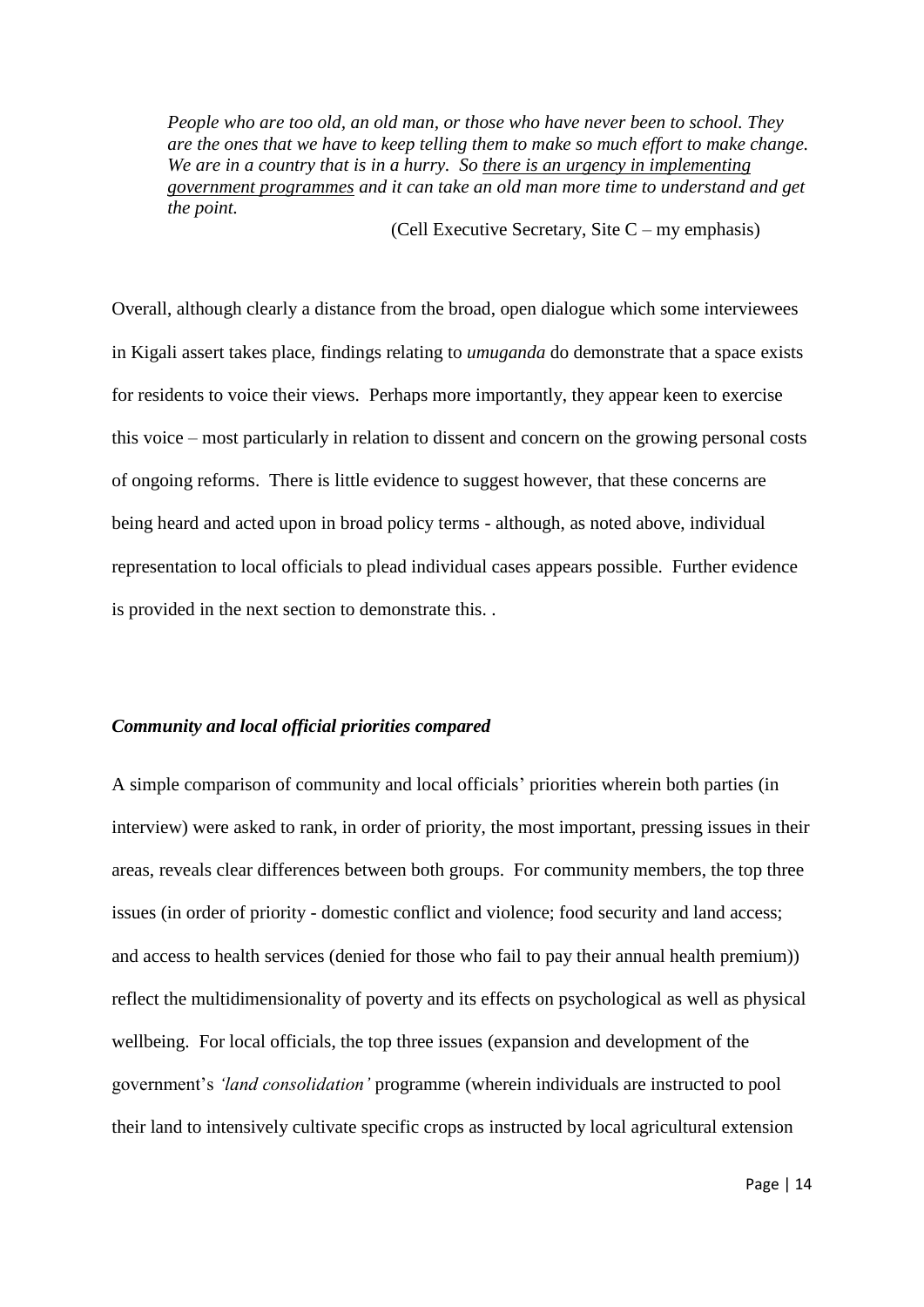> *People who are too old, an old man, or those who have never been to school. They are the ones that we have to keep telling them to make so much effort to make change. We are in a country that is in a hurry. So there is an urgency in implementing government programmes and it can take an old man more time to understand and get the point.*
>
> (Cell Executive Secretary, Site C – my emphasis)

Overall, although clearly a distance from the broad, open dialogue which some interviewees in Kigali assert takes place, findings relating to *umuganda* do demonstrate that a space exists for residents to voice their views. Perhaps more importantly, they appear keen to exercise this voice – most particularly in relation to dissent and concern on the growing personal costs of ongoing reforms. There is little evidence to suggest however, that these concerns are being heard and acted upon in broad policy terms - although, as noted above, individual representation to local officials to plead individual cases appears possible. Further evidence is provided in the next section to demonstrate this. .

### *Community and local official priorities compared*

A simple comparison of community and local officials' priorities wherein both parties (in interview) were asked to rank, in order of priority, the most important, pressing issues in their areas, reveals clear differences between both groups. For community members, the top three issues (in order of priority - domestic conflict and violence; food security and land access; and access to health services (denied for those who fail to pay their annual health premium)) reflect the multidimensionality of poverty and its effects on psychological as well as physical wellbeing. For local officials, the top three issues (expansion and development of the government's *'land consolidation'* programme (wherein individuals are instructed to pool their land to intensively cultivate specific crops as instructed by local agricultural extension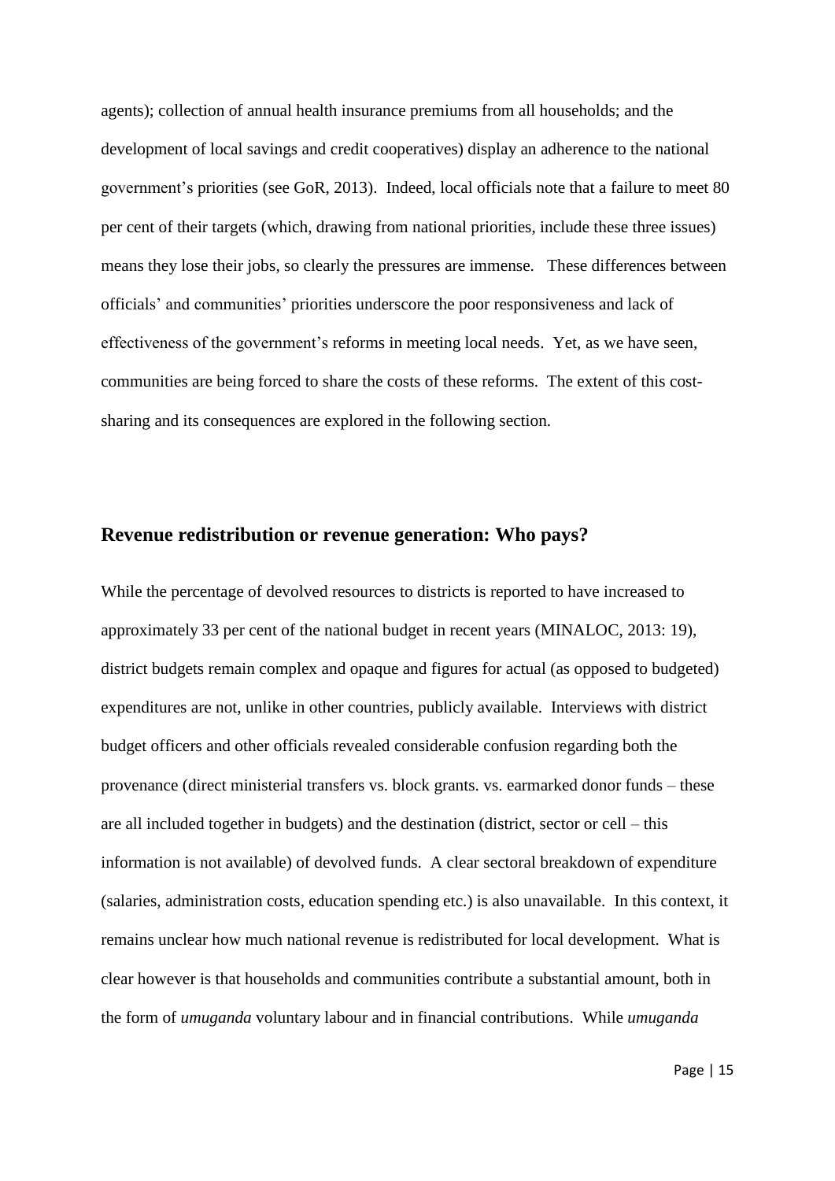agents); collection of annual health insurance premiums from all households; and the development of local savings and credit cooperatives) display an adherence to the national government's priorities (see GoR, 2013). Indeed, local officials note that a failure to meet 80 per cent of their targets (which, drawing from national priorities, include these three issues) means they lose their jobs, so clearly the pressures are immense. These differences between officials' and communities' priorities underscore the poor responsiveness and lack of effectiveness of the government's reforms in meeting local needs. Yet, as we have seen, communities are being forced to share the costs of these reforms. The extent of this cost-sharing and its consequences are explored in the following section.

## Revenue redistribution or revenue generation: Who pays?

While the percentage of devolved resources to districts is reported to have increased to approximately 33 per cent of the national budget in recent years (MINALOC, 2013: 19), district budgets remain complex and opaque and figures for actual (as opposed to budgeted) expenditures are not, unlike in other countries, publicly available. Interviews with district budget officers and other officials revealed considerable confusion regarding both the provenance (direct ministerial transfers vs. block grants. vs. earmarked donor funds – these are all included together in budgets) and the destination (district, sector or cell – this information is not available) of devolved funds. A clear sectoral breakdown of expenditure (salaries, administration costs, education spending etc.) is also unavailable. In this context, it remains unclear how much national revenue is redistributed for local development. What is clear however is that households and communities contribute a substantial amount, both in the form of *umuganda* voluntary labour and in financial contributions. While *umuganda*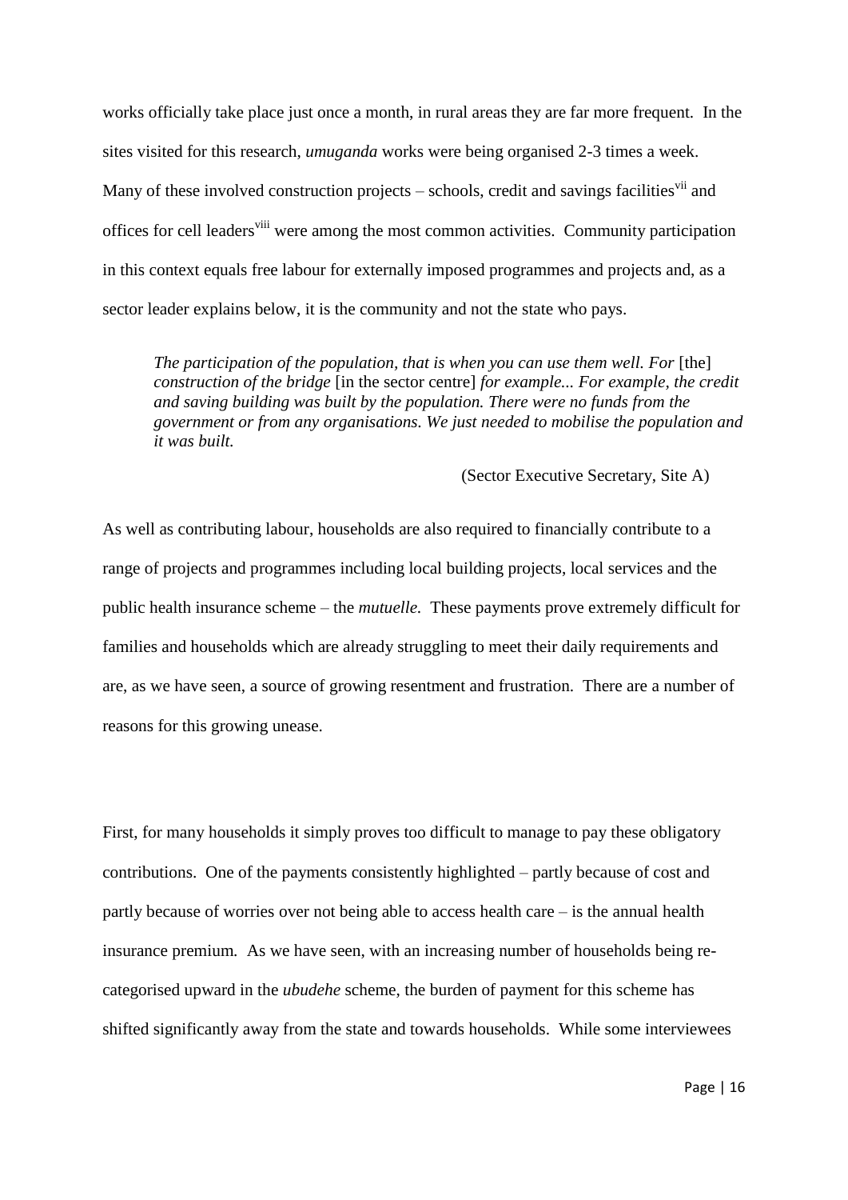works officially take place just once a month, in rural areas they are far more frequent. In the sites visited for this research, *umuganda* works were being organised 2-3 times a week. Many of these involved construction projects – schools, credit and savings facilities[vii] and offices for cell leaders[viii] were among the most common activities. Community participation in this context equals free labour for externally imposed programmes and projects and, as a sector leader explains below, it is the community and not the state who pays.

> *The participation of the population, that is when you can use them well. For* [the] *construction of the bridge* [in the sector centre] *for example... For example, the credit and saving building was built by the population. There were no funds from the government or from any organisations. We just needed to mobilise the population and it was built.*
>
> (Sector Executive Secretary, Site A)

As well as contributing labour, households are also required to financially contribute to a range of projects and programmes including local building projects, local services and the public health insurance scheme – the *mutuelle.* These payments prove extremely difficult for families and households which are already struggling to meet their daily requirements and are, as we have seen, a source of growing resentment and frustration. There are a number of reasons for this growing unease.

First, for many households it simply proves too difficult to manage to pay these obligatory contributions. One of the payments consistently highlighted – partly because of cost and partly because of worries over not being able to access health care – is the annual health insurance premium. As we have seen, with an increasing number of households being re-categorised upward in the *ubudehe* scheme, the burden of payment for this scheme has shifted significantly away from the state and towards households. While some interviewees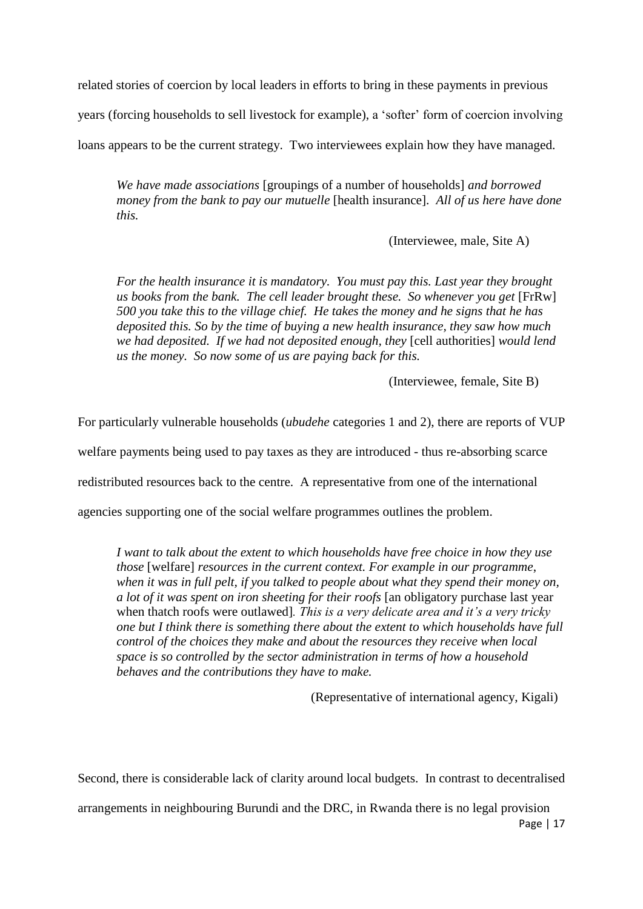related stories of coercion by local leaders in efforts to bring in these payments in previous years (forcing households to sell livestock for example), a 'softer' form of coercion involving loans appears to be the current strategy. Two interviewees explain how they have managed.

> *We have made associations* [groupings of a number of households] *and borrowed money from the bank to pay our mutuelle* [health insurance]. *All of us here have done this.*
>
> (Interviewee, male, Site A)

> *For the health insurance it is mandatory. You must pay this. Last year they brought us books from the bank. The cell leader brought these. So whenever you get* [FrRw] *500 you take this to the village chief. He takes the money and he signs that he has deposited this. So by the time of buying a new health insurance, they saw how much we had deposited. If we had not deposited enough, they* [cell authorities] *would lend us the money. So now some of us are paying back for this.*
>
> (Interviewee, female, Site B)

For particularly vulnerable households (*ubudehe* categories 1 and 2), there are reports of VUP welfare payments being used to pay taxes as they are introduced - thus re-absorbing scarce redistributed resources back to the centre. A representative from one of the international agencies supporting one of the social welfare programmes outlines the problem.

> *I want to talk about the extent to which households have free choice in how they use those* [welfare] *resources in the current context. For example in our programme, when it was in full pelt, if you talked to people about what they spend their money on, a lot of it was spent on iron sheeting for their roofs* [an obligatory purchase last year when thatch roofs were outlawed]. *This is a very delicate area and it's a very tricky one but I think there is something there about the extent to which households have full control of the choices they make and about the resources they receive when local space is so controlled by the sector administration in terms of how a household behaves and the contributions they have to make.*
>
> (Representative of international agency, Kigali)

Second, there is considerable lack of clarity around local budgets. In contrast to decentralised arrangements in neighbouring Burundi and the DRC, in Rwanda there is no legal provision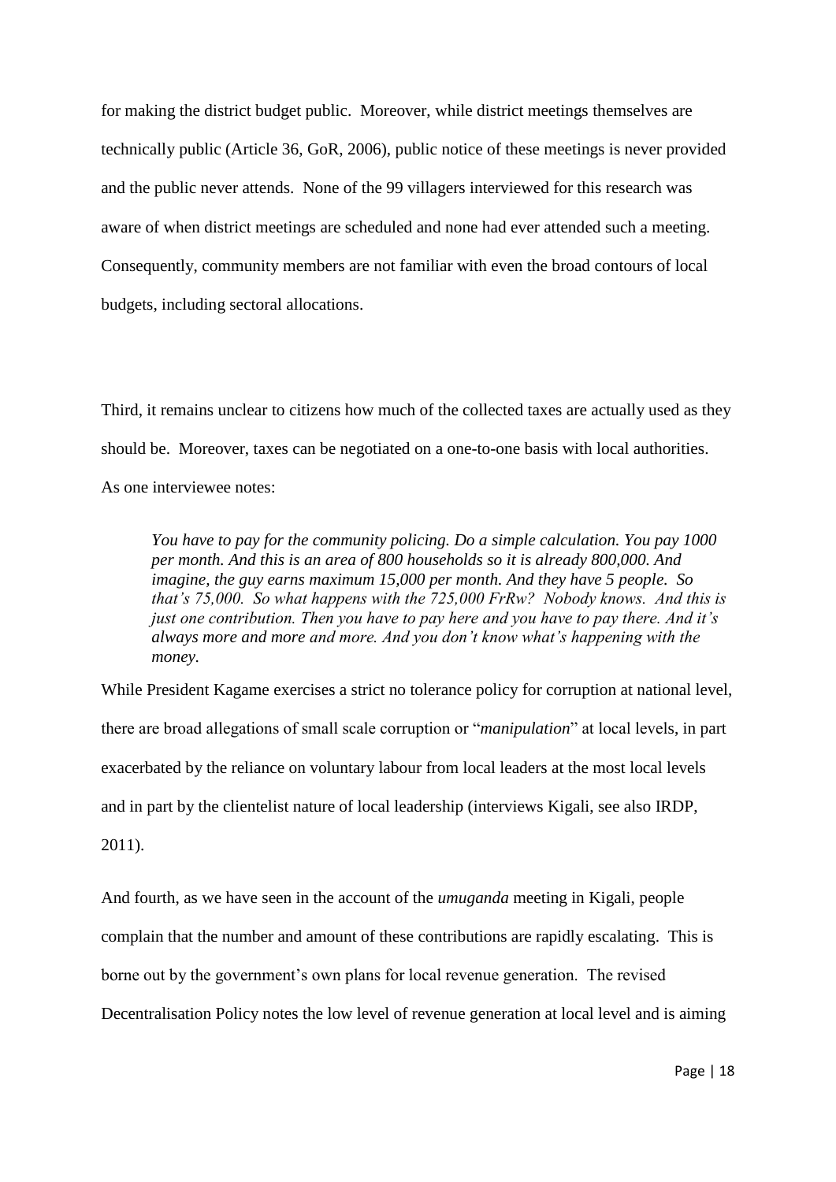for making the district budget public. Moreover, while district meetings themselves are technically public (Article 36, GoR, 2006), public notice of these meetings is never provided and the public never attends. None of the 99 villagers interviewed for this research was aware of when district meetings are scheduled and none had ever attended such a meeting. Consequently, community members are not familiar with even the broad contours of local budgets, including sectoral allocations.

Third, it remains unclear to citizens how much of the collected taxes are actually used as they should be. Moreover, taxes can be negotiated on a one-to-one basis with local authorities. As one interviewee notes:

> *You have to pay for the community policing. Do a simple calculation. You pay 1000 per month. And this is an area of 800 households so it is already 800,000. And imagine, the guy earns maximum 15,000 per month. And they have 5 people. So that's 75,000. So what happens with the 725,000 FrRw? Nobody knows. And this is just one contribution. Then you have to pay here and you have to pay there. And it's always more and more and more. And you don't know what's happening with the money.*

While President Kagame exercises a strict no tolerance policy for corruption at national level, there are broad allegations of small scale corruption or "*manipulation*" at local levels, in part exacerbated by the reliance on voluntary labour from local leaders at the most local levels and in part by the clientelist nature of local leadership (interviews Kigali, see also IRDP, 2011).

And fourth, as we have seen in the account of the *umuganda* meeting in Kigali, people complain that the number and amount of these contributions are rapidly escalating. This is borne out by the government's own plans for local revenue generation. The revised Decentralisation Policy notes the low level of revenue generation at local level and is aiming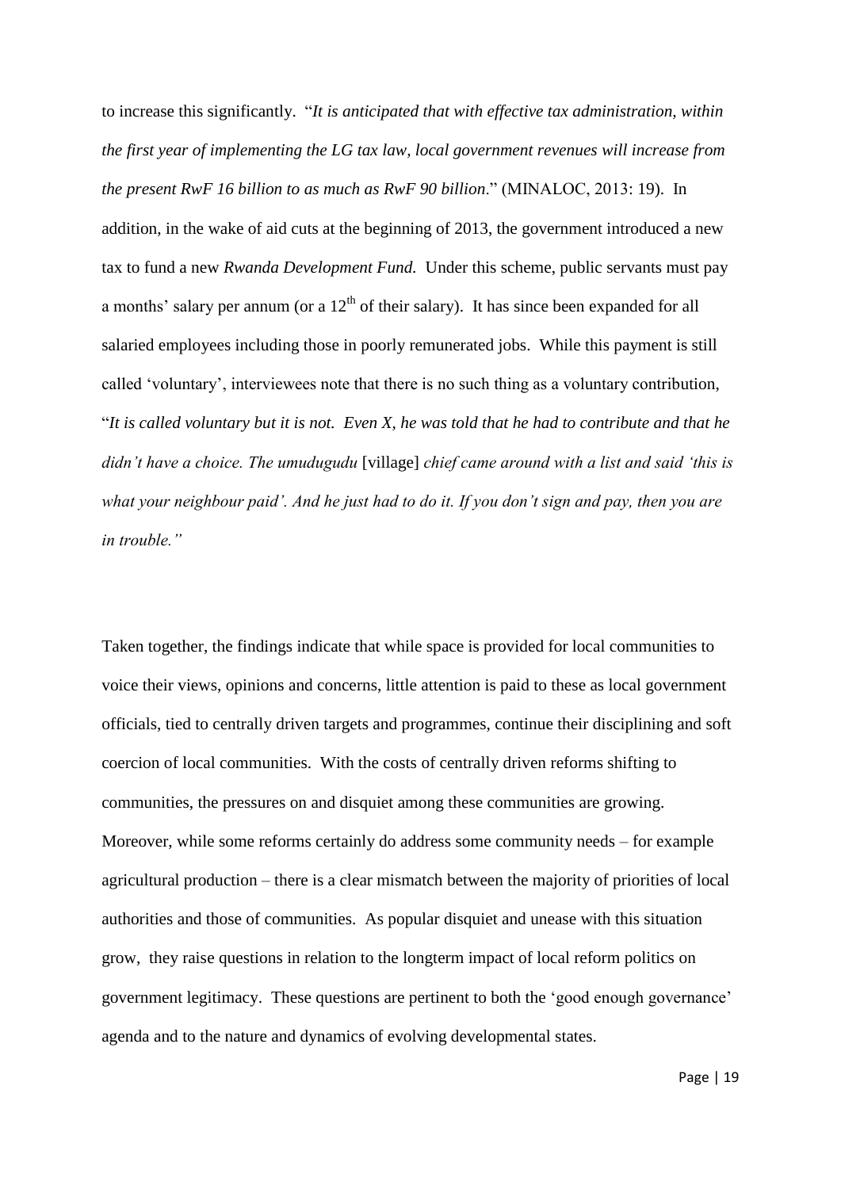to increase this significantly. "*It is anticipated that with effective tax administration, within the first year of implementing the LG tax law, local government revenues will increase from the present RwF 16 billion to as much as RwF 90 billion*." (MINALOC, 2013: 19). In addition, in the wake of aid cuts at the beginning of 2013, the government introduced a new tax to fund a new *Rwanda Development Fund.* Under this scheme, public servants must pay a months' salary per annum (or a 12th of their salary). It has since been expanded for all salaried employees including those in poorly remunerated jobs. While this payment is still called 'voluntary', interviewees note that there is no such thing as a voluntary contribution, "*It is called voluntary but it is not. Even X, he was told that he had to contribute and that he didn't have a choice. The umudugudu* [village] *chief came around with a list and said 'this is what your neighbour paid'. And he just had to do it. If you don't sign and pay, then you are in trouble."*

Taken together, the findings indicate that while space is provided for local communities to voice their views, opinions and concerns, little attention is paid to these as local government officials, tied to centrally driven targets and programmes, continue their disciplining and soft coercion of local communities. With the costs of centrally driven reforms shifting to communities, the pressures on and disquiet among these communities are growing. Moreover, while some reforms certainly do address some community needs – for example agricultural production – there is a clear mismatch between the majority of priorities of local authorities and those of communities. As popular disquiet and unease with this situation grow, they raise questions in relation to the longterm impact of local reform politics on government legitimacy. These questions are pertinent to both the 'good enough governance' agenda and to the nature and dynamics of evolving developmental states.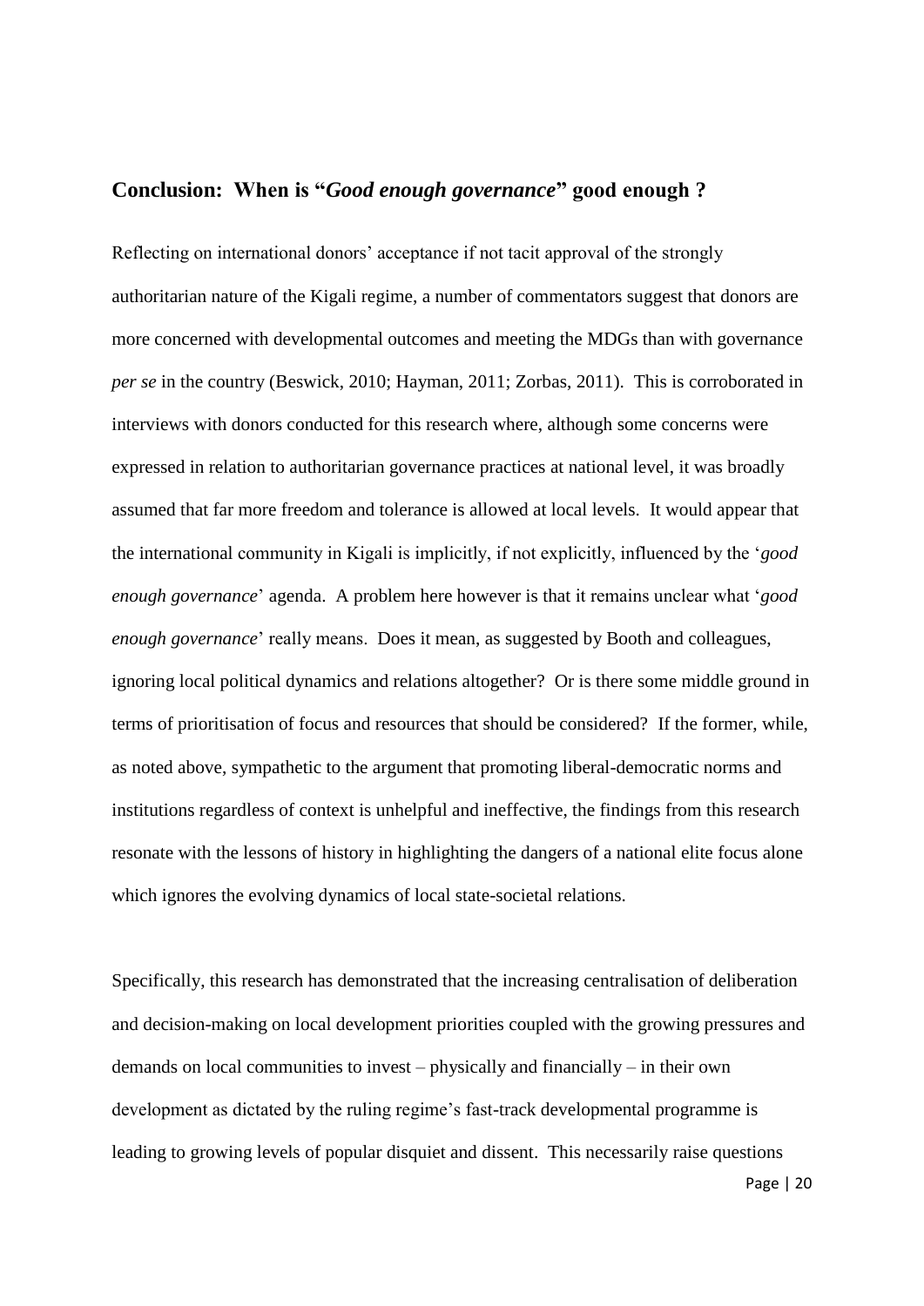## Conclusion: When is "*Good enough governance*" good enough ?

Reflecting on international donors' acceptance if not tacit approval of the strongly authoritarian nature of the Kigali regime, a number of commentators suggest that donors are more concerned with developmental outcomes and meeting the MDGs than with governance *per se* in the country (Beswick, 2010; Hayman, 2011; Zorbas, 2011). This is corroborated in interviews with donors conducted for this research where, although some concerns were expressed in relation to authoritarian governance practices at national level, it was broadly assumed that far more freedom and tolerance is allowed at local levels. It would appear that the international community in Kigali is implicitly, if not explicitly, influenced by the '*good enough governance*' agenda. A problem here however is that it remains unclear what '*good enough governance*' really means. Does it mean, as suggested by Booth and colleagues, ignoring local political dynamics and relations altogether? Or is there some middle ground in terms of prioritisation of focus and resources that should be considered? If the former, while, as noted above, sympathetic to the argument that promoting liberal-democratic norms and institutions regardless of context is unhelpful and ineffective, the findings from this research resonate with the lessons of history in highlighting the dangers of a national elite focus alone which ignores the evolving dynamics of local state-societal relations.

Specifically, this research has demonstrated that the increasing centralisation of deliberation and decision-making on local development priorities coupled with the growing pressures and demands on local communities to invest – physically and financially – in their own development as dictated by the ruling regime's fast-track developmental programme is leading to growing levels of popular disquiet and dissent. This necessarily raise questions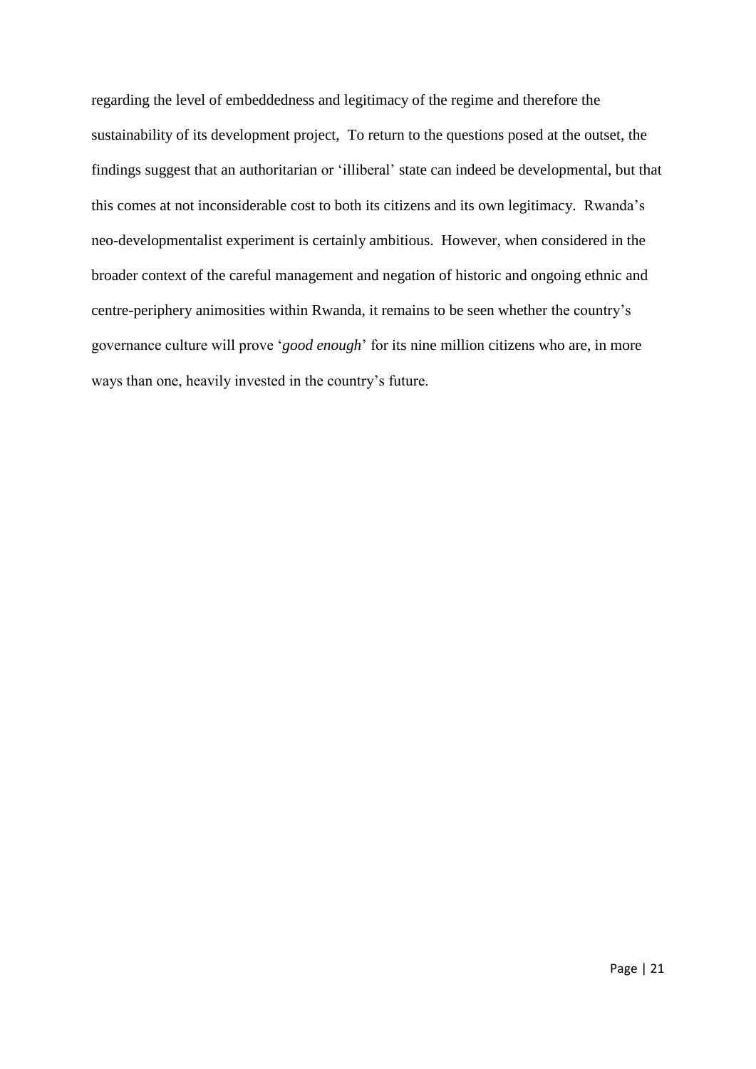regarding the level of embeddedness and legitimacy of the regime and therefore the sustainability of its development project,  To return to the questions posed at the outset, the findings suggest that an authoritarian or 'illiberal' state can indeed be developmental, but that this comes at not inconsiderable cost to both its citizens and its own legitimacy.  Rwanda's neo-developmentalist experiment is certainly ambitious.  However, when considered in the broader context of the careful management and negation of historic and ongoing ethnic and centre-periphery animosities within Rwanda, it remains to be seen whether the country's governance culture will prove '*good enough*' for its nine million citizens who are, in more ways than one, heavily invested in the country's future.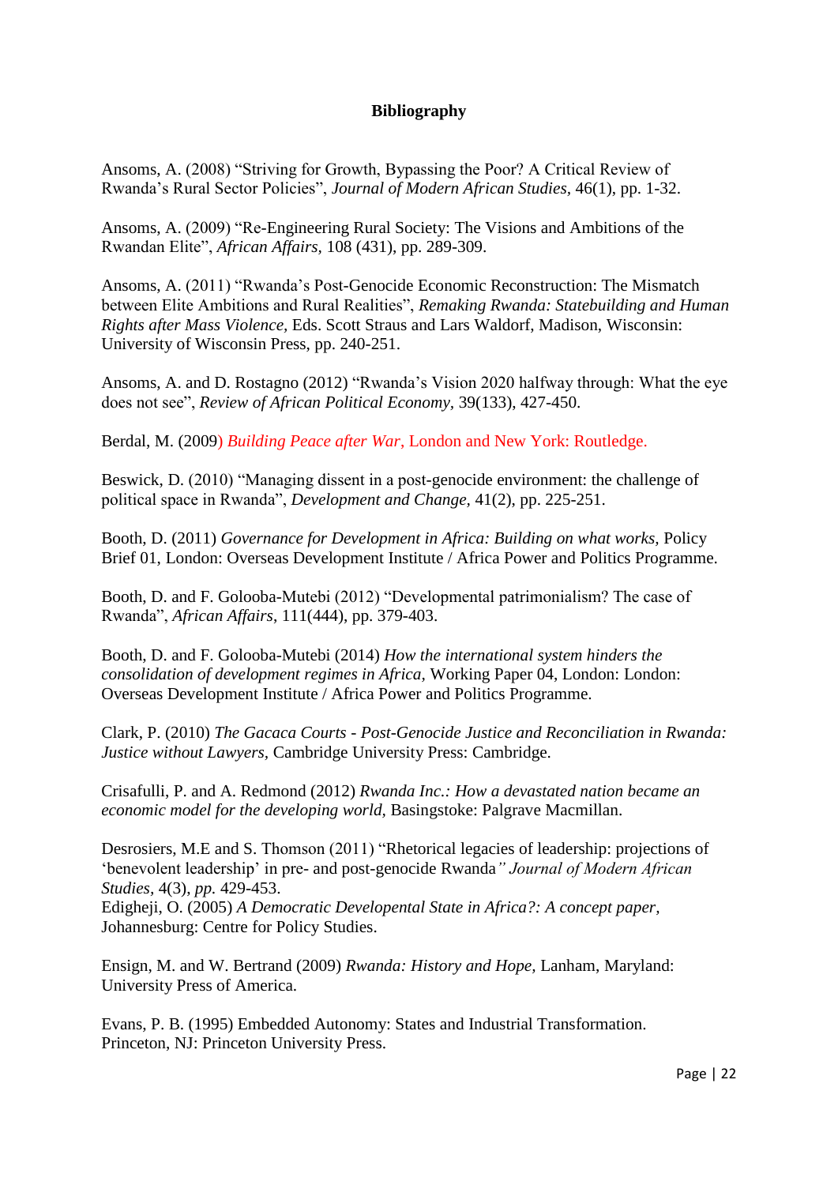**Bibliography**

Ansoms, A. (2008) "Striving for Growth, Bypassing the Poor? A Critical Review of Rwanda's Rural Sector Policies", *Journal of Modern African Studies*, 46(1), pp. 1-32.

Ansoms, A. (2009) "Re-Engineering Rural Society: The Visions and Ambitions of the Rwandan Elite", *African Affairs*, 108 (431), pp. 289-309.

Ansoms, A. (2011) "Rwanda's Post-Genocide Economic Reconstruction: The Mismatch between Elite Ambitions and Rural Realities", *Remaking Rwanda: Statebuilding and Human Rights after Mass Violence*, Eds. Scott Straus and Lars Waldorf, Madison, Wisconsin: University of Wisconsin Press, pp. 240-251.

Ansoms, A. and D. Rostagno (2012) "Rwanda's Vision 2020 halfway through: What the eye does not see", *Review of African Political Economy*, 39(133), 427-450.

Berdal, M. (2009) *Building Peace after War*, London and New York: Routledge.

Beswick, D. (2010) "Managing dissent in a post-genocide environment: the challenge of political space in Rwanda", *Development and Change*, 41(2), pp. 225-251.

Booth, D. (2011) *Governance for Development in Africa: Building on what works*, Policy Brief 01, London: Overseas Development Institute / Africa Power and Politics Programme.

Booth, D. and F. Golooba-Mutebi (2012) "Developmental patrimonialism? The case of Rwanda", *African Affairs*, 111(444), pp. 379-403.

Booth, D. and F. Golooba-Mutebi (2014) *How the international system hinders the consolidation of development regimes in Africa*, Working Paper 04, London: London: Overseas Development Institute / Africa Power and Politics Programme.

Clark, P. (2010) *The Gacaca Courts - Post-Genocide Justice and Reconciliation in Rwanda: Justice without Lawyers*, Cambridge University Press: Cambridge.

Crisafulli, P. and A. Redmond (2012) *Rwanda Inc.: How a devastated nation became an economic model for the developing world*, Basingstoke: Palgrave Macmillan.

Desrosiers, M.E and S. Thomson (2011) "Rhetorical legacies of leadership: projections of 'benevolent leadership' in pre- and post-genocide Rwanda" *Journal of Modern African Studies*, 4(3), *pp.* 429-453.
Edigheji, O. (2005) *A Democratic Developental State in Africa?: A concept paper*, Johannesburg: Centre for Policy Studies.

Ensign, M. and W. Bertrand (2009) *Rwanda: History and Hope*, Lanham, Maryland: University Press of America.

Evans, P. B. (1995) Embedded Autonomy: States and Industrial Transformation. Princeton, NJ: Princeton University Press.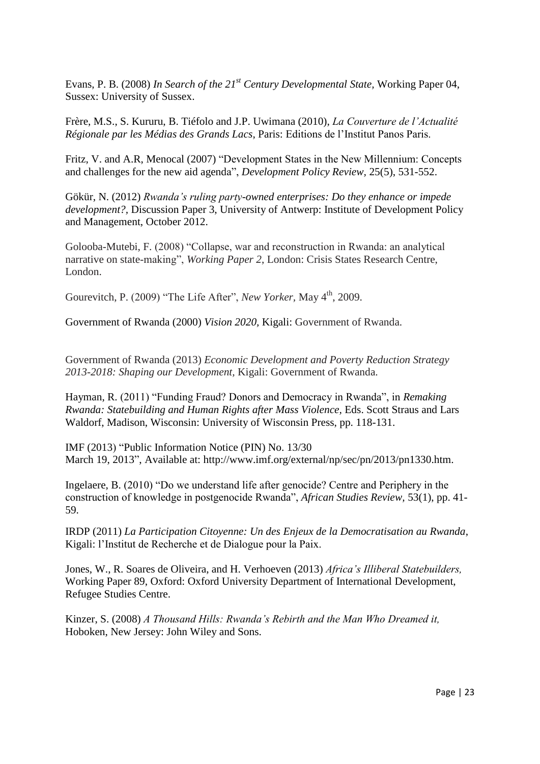Evans, P. B. (2008) *In Search of the 21st Century Developmental State*, Working Paper 04, Sussex: University of Sussex.

Frère, M.S., S. Kururu, B. Tiéfolo and J.P. Uwimana (2010), *La Couverture de l'Actualité Régionale par les Médias des Grands Lacs*, Paris: Editions de l'Institut Panos Paris.

Fritz, V. and A.R, Menocal (2007) "Development States in the New Millennium: Concepts and challenges for the new aid agenda", *Development Policy Review*, 25(5), 531-552.

Gökür, N. (2012) *Rwanda's ruling party-owned enterprises: Do they enhance or impede development?*, Discussion Paper 3, University of Antwerp: Institute of Development Policy and Management, October 2012.

Golooba-Mutebi, F. (2008) "Collapse, war and reconstruction in Rwanda: an analytical narrative on state-making", *Working Paper 2*, London: Crisis States Research Centre, London.

Gourevitch, P. (2009) "The Life After", *New Yorker*, May 4th, 2009.

Government of Rwanda (2000) *Vision 2020*, Kigali: Government of Rwanda.

Government of Rwanda (2013) *Economic Development and Poverty Reduction Strategy 2013-2018: Shaping our Development*, Kigali: Government of Rwanda.

Hayman, R. (2011) "Funding Fraud? Donors and Democracy in Rwanda", in *Remaking Rwanda: Statebuilding and Human Rights after Mass Violence*, Eds. Scott Straus and Lars Waldorf, Madison, Wisconsin: University of Wisconsin Press, pp. 118-131.

IMF (2013) "Public Information Notice (PIN) No. 13/30 March 19, 2013", Available at: http://www.imf.org/external/np/sec/pn/2013/pn1330.htm.

Ingelaere, B. (2010) "Do we understand life after genocide? Centre and Periphery in the construction of knowledge in postgenocide Rwanda", *African Studies Review*, 53(1), pp. 41-59.

IRDP (2011) *La Participation Citoyenne: Un des Enjeux de la Democratisation au Rwanda*, Kigali: l'Institut de Recherche et de Dialogue pour la Paix.

Jones, W., R. Soares de Oliveira, and H. Verhoeven (2013) *Africa's Illiberal Statebuilders,* Working Paper 89, Oxford: Oxford University Department of International Development, Refugee Studies Centre.

Kinzer, S. (2008) *A Thousand Hills: Rwanda's Rebirth and the Man Who Dreamed it,* Hoboken, New Jersey: John Wiley and Sons.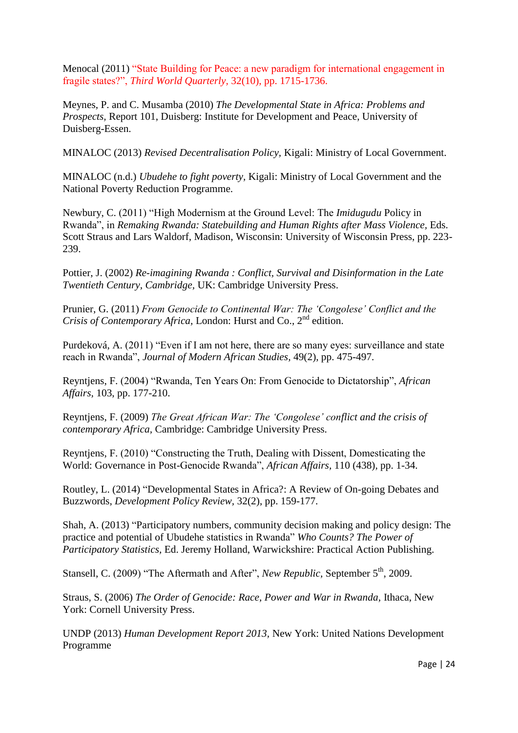Menocal (2011) "State Building for Peace: a new paradigm for international engagement in fragile states?", *Third World Quarterly*, 32(10), pp. 1715-1736.

Meynes, P. and C. Musamba (2010) *The Developmental State in Africa: Problems and Prospects*, Report 101, Duisberg: Institute for Development and Peace, University of Duisberg-Essen.

MINALOC (2013) *Revised Decentralisation Policy*, Kigali: Ministry of Local Government.

MINALOC (n.d.) *Ubudehe to fight poverty*, Kigali: Ministry of Local Government and the National Poverty Reduction Programme.

Newbury, C. (2011) "High Modernism at the Ground Level: The *Imidugudu* Policy in Rwanda", in *Remaking Rwanda: Statebuilding and Human Rights after Mass Violence*, Eds. Scott Straus and Lars Waldorf, Madison, Wisconsin: University of Wisconsin Press, pp. 223-239.

Pottier, J. (2002) *Re-imagining Rwanda : Conflict, Survival and Disinformation in the Late Twentieth Century, Cambridge*, UK: Cambridge University Press.

Prunier, G. (2011) *From Genocide to Continental War: The 'Congolese' Conflict and the Crisis of Contemporary Africa*, London: Hurst and Co., 2nd edition.

Purdeková, A. (2011) "Even if I am not here, there are so many eyes: surveillance and state reach in Rwanda", *Journal of Modern African Studies*, 49(2), pp. 475-497.

Reyntjens, F. (2004) "Rwanda, Ten Years On: From Genocide to Dictatorship", *African Affairs*, 103, pp. 177-210.

Reyntjens, F. (2009) *The Great African War: The 'Congolese' conflict and the crisis of contemporary Africa*, Cambridge: Cambridge University Press.

Reyntjens, F. (2010) "Constructing the Truth, Dealing with Dissent, Domesticating the World: Governance in Post-Genocide Rwanda", *African Affairs*, 110 (438), pp. 1-34.

Routley, L. (2014) "Developmental States in Africa?: A Review of On-going Debates and Buzzwords, *Development Policy Review*, 32(2), pp. 159-177.

Shah, A. (2013) "Participatory numbers, community decision making and policy design: The practice and potential of Ubudehe statistics in Rwanda" *Who Counts? The Power of Participatory Statistics*, Ed. Jeremy Holland, Warwickshire: Practical Action Publishing.

Stansell, C. (2009) "The Aftermath and After", *New Republic*, September 5th, 2009.

Straus, S. (2006) *The Order of Genocide: Race, Power and War in Rwanda*, Ithaca, New York: Cornell University Press.

UNDP (2013) *Human Development Report 2013*, New York: United Nations Development Programme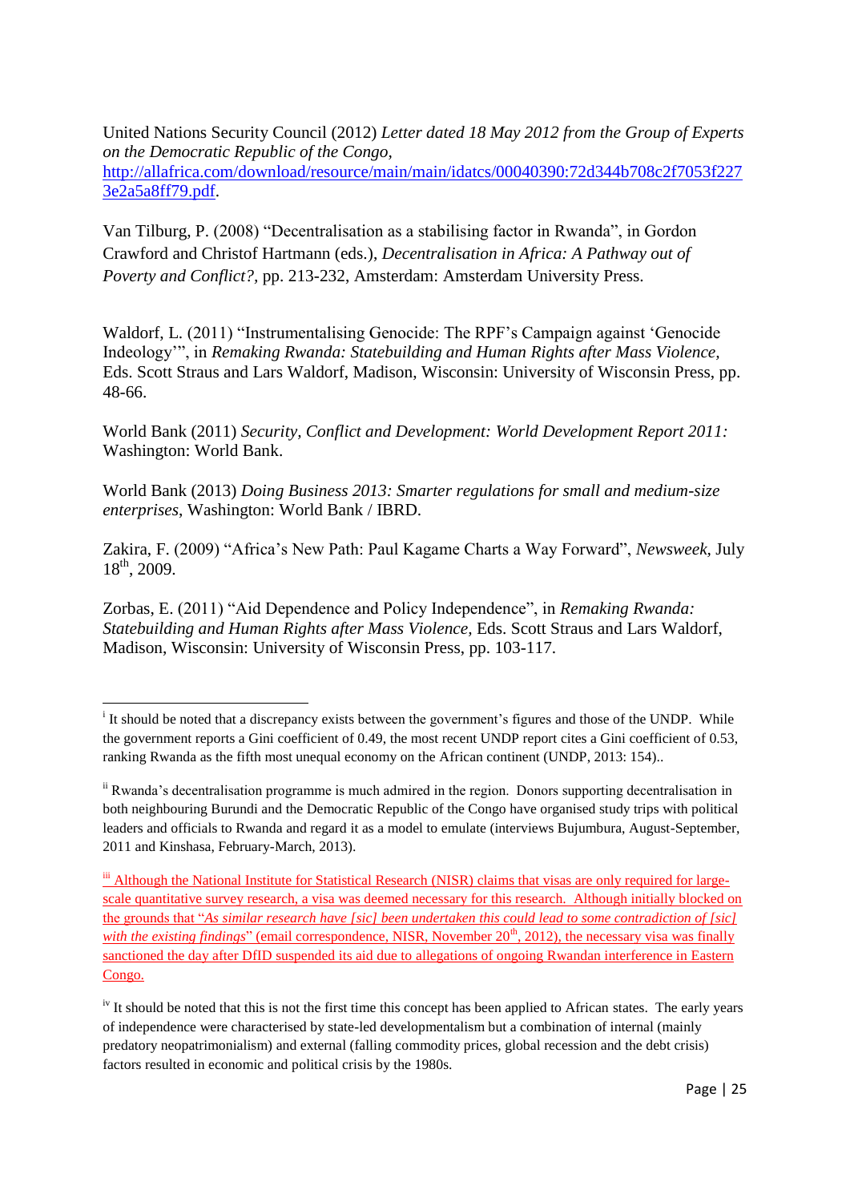United Nations Security Council (2012) *Letter dated 18 May 2012 from the Group of Experts on the Democratic Republic of the Congo*, http://allafrica.com/download/resource/main/main/idatcs/00040390:72d344b708c2f7053f2273e2a5a8ff79.pdf.

Van Tilburg, P. (2008) "Decentralisation as a stabilising factor in Rwanda", in Gordon Crawford and Christof Hartmann (eds.), *Decentralisation in Africa: A Pathway out of Poverty and Conflict?*, pp. 213-232, Amsterdam: Amsterdam University Press.

Waldorf, L. (2011) "Instrumentalising Genocide: The RPF's Campaign against 'Genocide Indeology'", in *Remaking Rwanda: Statebuilding and Human Rights after Mass Violence*, Eds. Scott Straus and Lars Waldorf, Madison, Wisconsin: University of Wisconsin Press, pp. 48-66.

World Bank (2011) *Security, Conflict and Development: World Development Report 2011:* Washington: World Bank.

World Bank (2013) *Doing Business 2013: Smarter regulations for small and medium-size enterprises*, Washington: World Bank / IBRD.

Zakira, F. (2009) "Africa's New Path: Paul Kagame Charts a Way Forward", *Newsweek*, July 18th, 2009.

Zorbas, E. (2011) "Aid Dependence and Policy Independence", in *Remaking Rwanda: Statebuilding and Human Rights after Mass Violence*, Eds. Scott Straus and Lars Waldorf, Madison, Wisconsin: University of Wisconsin Press, pp. 103-117.

---

[i] It should be noted that a discrepancy exists between the government's figures and those of the UNDP. While the government reports a Gini coefficient of 0.49, the most recent UNDP report cites a Gini coefficient of 0.53, ranking Rwanda as the fifth most unequal economy on the African continent (UNDP, 2013: 154)..

[ii] Rwanda's decentralisation programme is much admired in the region. Donors supporting decentralisation in both neighbouring Burundi and the Democratic Republic of the Congo have organised study trips with political leaders and officials to Rwanda and regard it as a model to emulate (interviews Bujumbura, August-September, 2011 and Kinshasa, February-March, 2013).

[iii] Although the National Institute for Statistical Research (NISR) claims that visas are only required for large-scale quantitative survey research, a visa was deemed necessary for this research. Although initially blocked on the grounds that "*As similar research have [sic] been undertaken this could lead to some contradiction of [sic] with the existing findings*" (email correspondence, NISR, November 20th, 2012), the necessary visa was finally sanctioned the day after DfID suspended its aid due to allegations of ongoing Rwandan interference in Eastern Congo.

[iv] It should be noted that this is not the first time this concept has been applied to African states. The early years of independence were characterised by state-led developmentalism but a combination of internal (mainly predatory neopatrimonialism) and external (falling commodity prices, global recession and the debt crisis) factors resulted in economic and political crisis by the 1980s.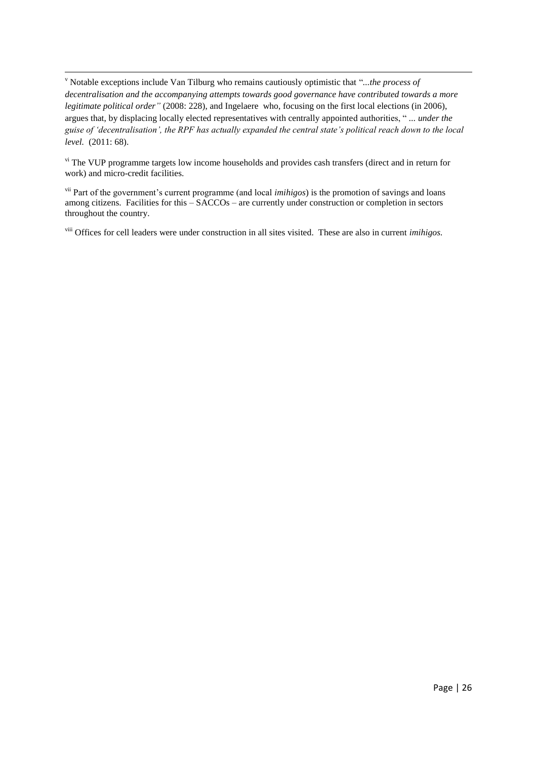[v] Notable exceptions include Van Tilburg who remains cautiously optimistic that "...*the process of decentralisation and the accompanying attempts towards good governance have contributed towards a more legitimate political order"* (2008: 228), and Ingelaere who, focusing on the first local elections (in 2006), argues that, by displacing locally elected representatives with centrally appointed authorities, " ... *under the guise of 'decentralisation', the RPF has actually expanded the central state's political reach down to the local level.* (2011: 68).

[vi] The VUP programme targets low income households and provides cash transfers (direct and in return for work) and micro-credit facilities.

[vii] Part of the government's current programme (and local *imihigos*) is the promotion of savings and loans among citizens. Facilities for this – SACCOs – are currently under construction or completion in sectors throughout the country.

[viii] Offices for cell leaders were under construction in all sites visited. These are also in current *imihigos.*